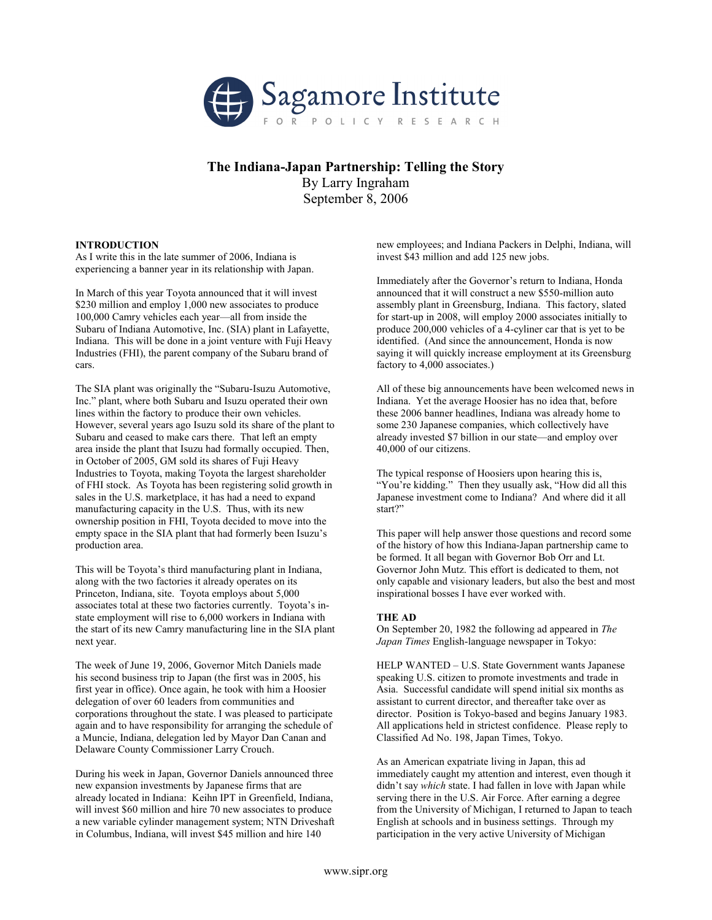Sagamore Institute FOR POLICY RESEARCH

# The Indiana-Japan Partnership: Telling the Story

By Larry Ingraham
September 8, 2006

## INTRODUCTION

As I write this in the late summer of 2006, Indiana is experiencing a banner year in its relationship with Japan.

In March of this year Toyota announced that it will invest $230 million and employ 1,000 new associates to produce 100,000 Camry vehicles each year—all from inside the Subaru of Indiana Automotive, Inc. (SIA) plant in Lafayette, Indiana. This will be done in a joint venture with Fuji Heavy Industries (FHI), the parent company of the Subaru brand of cars.

The SIA plant was originally the "Subaru-Isuzu Automotive, Inc." plant, where both Subaru and Isuzu operated their own lines within the factory to produce their own vehicles. However, several years ago Isuzu sold its share of the plant to Subaru and ceased to make cars there. That left an empty area inside the plant that Isuzu had formally occupied. Then, in October of 2005, GM sold its shares of Fuji Heavy Industries to Toyota, making Toyota the largest shareholder of FHI stock. As Toyota has been registering solid growth in sales in the U.S. marketplace, it has had a need to expand manufacturing capacity in the U.S. Thus, with its new ownership position in FHI, Toyota decided to move into the empty space in the SIA plant that had formerly been Isuzu's production area.

This will be Toyota's third manufacturing plant in Indiana, along with the two factories it already operates on its Princeton, Indiana, site. Toyota employs about 5,000 associates total at these two factories currently. Toyota's in-state employment will rise to 6,000 workers in Indiana with the start of its new Camry manufacturing line in the SIA plant next year.

The week of June 19, 2006, Governor Mitch Daniels made his second business trip to Japan (the first was in 2005, his first year in office). Once again, he took with him a Hoosier delegation of over 60 leaders from communities and corporations throughout the state. I was pleased to participate again and to have responsibility for arranging the schedule of a Muncie, Indiana, delegation led by Mayor Dan Canan and Delaware County Commissioner Larry Crouch.

During his week in Japan, Governor Daniels announced three new expansion investments by Japanese firms that are already located in Indiana: Keihn IPT in Greenfield, Indiana, will invest $60 million and hire 70 new associates to produce a new variable cylinder management system; NTN Driveshaft in Columbus, Indiana, will invest $45 million and hire 140 new employees; and Indiana Packers in Delphi, Indiana, will invest $43 million and add 125 new jobs.

Immediately after the Governor's return to Indiana, Honda announced that it will construct a new $550-million auto assembly plant in Greensburg, Indiana. This factory, slated for start-up in 2008, will employ 2000 associates initially to produce 200,000 vehicles of a 4-cyliner car that is yet to be identified. (And since the announcement, Honda is now saying it will quickly increase employment at its Greensburg factory to 4,000 associates.)

All of these big announcements have been welcomed news in Indiana. Yet the average Hoosier has no idea that, before these 2006 banner headlines, Indiana was already home to some 230 Japanese companies, which collectively have already invested $7 billion in our state—and employ over 40,000 of our citizens.

The typical response of Hoosiers upon hearing this is, "You're kidding." Then they usually ask, "How did all this Japanese investment come to Indiana? And where did it all start?"

This paper will help answer those questions and record some of the history of how this Indiana-Japan partnership came to be formed. It all began with Governor Bob Orr and Lt. Governor John Mutz. This effort is dedicated to them, not only capable and visionary leaders, but also the best and most inspirational bosses I have ever worked with.

## THE AD

On September 20, 1982 the following ad appeared in *The Japan Times* English-language newspaper in Tokyo:

HELP WANTED – U.S. State Government wants Japanese speaking U.S. citizen to promote investments and trade in Asia. Successful candidate will spend initial six months as assistant to current director, and thereafter take over as director. Position is Tokyo-based and begins January 1983. All applications held in strictest confidence. Please reply to Classified Ad No. 198, Japan Times, Tokyo.

As an American expatriate living in Japan, this ad immediately caught my attention and interest, even though it didn't say *which* state. I had fallen in love with Japan while serving there in the U.S. Air Force. After earning a degree from the University of Michigan, I returned to Japan to teach English at schools and in business settings. Through my participation in the very active University of Michigan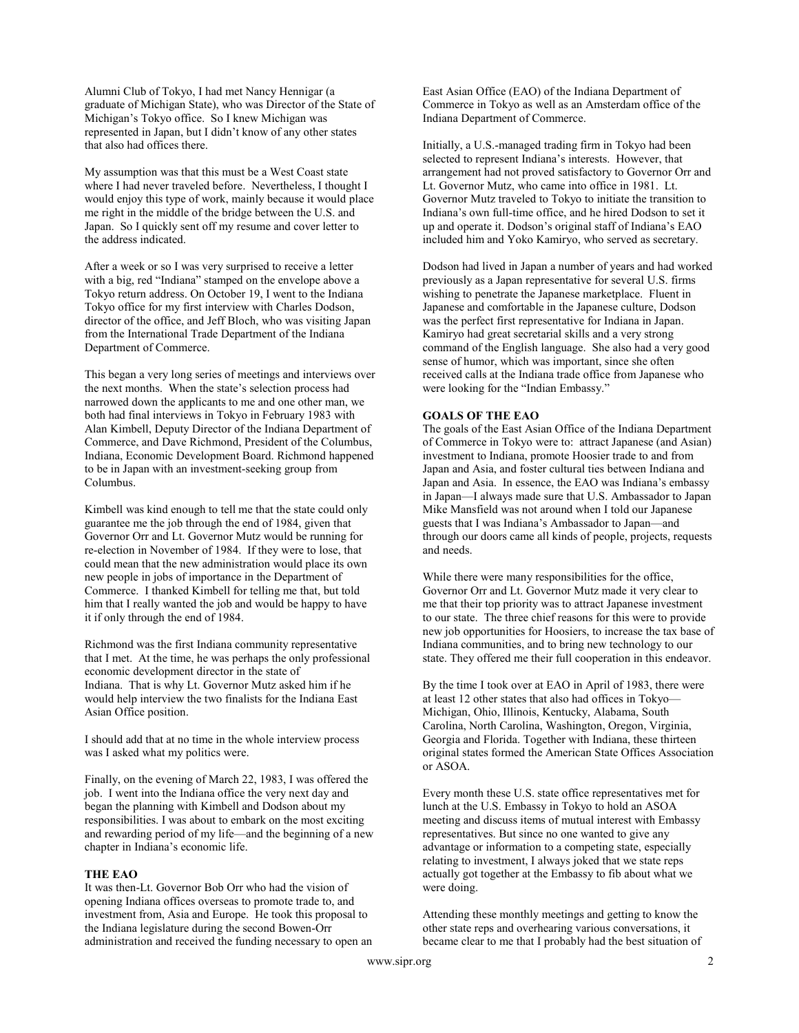Alumni Club of Tokyo, I had met Nancy Hennigar (a graduate of Michigan State), who was Director of the State of Michigan's Tokyo office. So I knew Michigan was represented in Japan, but I didn't know of any other states that also had offices there.

My assumption was that this must be a West Coast state where I had never traveled before. Nevertheless, I thought I would enjoy this type of work, mainly because it would place me right in the middle of the bridge between the U.S. and Japan. So I quickly sent off my resume and cover letter to the address indicated.

After a week or so I was very surprised to receive a letter with a big, red "Indiana" stamped on the envelope above a Tokyo return address. On October 19, I went to the Indiana Tokyo office for my first interview with Charles Dodson, director of the office, and Jeff Bloch, who was visiting Japan from the International Trade Department of the Indiana Department of Commerce.

This began a very long series of meetings and interviews over the next months. When the state's selection process had narrowed down the applicants to me and one other man, we both had final interviews in Tokyo in February 1983 with Alan Kimbell, Deputy Director of the Indiana Department of Commerce, and Dave Richmond, President of the Columbus, Indiana, Economic Development Board. Richmond happened to be in Japan with an investment-seeking group from Columbus.

Kimbell was kind enough to tell me that the state could only guarantee me the job through the end of 1984, given that Governor Orr and Lt. Governor Mutz would be running for re-election in November of 1984. If they were to lose, that could mean that the new administration would place its own new people in jobs of importance in the Department of Commerce. I thanked Kimbell for telling me that, but told him that I really wanted the job and would be happy to have it if only through the end of 1984.

Richmond was the first Indiana community representative that I met. At the time, he was perhaps the only professional economic development director in the state of Indiana. That is why Lt. Governor Mutz asked him if he would help interview the two finalists for the Indiana East Asian Office position.

I should add that at no time in the whole interview process was I asked what my politics were.

Finally, on the evening of March 22, 1983, I was offered the job. I went into the Indiana office the very next day and began the planning with Kimbell and Dodson about my responsibilities. I was about to embark on the most exciting and rewarding period of my life—and the beginning of a new chapter in Indiana's economic life.

## THE EAO

It was then-Lt. Governor Bob Orr who had the vision of opening Indiana offices overseas to promote trade to, and investment from, Asia and Europe. He took this proposal to the Indiana legislature during the second Bowen-Orr administration and received the funding necessary to open an East Asian Office (EAO) of the Indiana Department of Commerce in Tokyo as well as an Amsterdam office of the Indiana Department of Commerce.

Initially, a U.S.-managed trading firm in Tokyo had been selected to represent Indiana's interests. However, that arrangement had not proved satisfactory to Governor Orr and Lt. Governor Mutz, who came into office in 1981. Lt. Governor Mutz traveled to Tokyo to initiate the transition to Indiana's own full-time office, and he hired Dodson to set it up and operate it. Dodson's original staff of Indiana's EAO included him and Yoko Kamiryo, who served as secretary.

Dodson had lived in Japan a number of years and had worked previously as a Japan representative for several U.S. firms wishing to penetrate the Japanese marketplace. Fluent in Japanese and comfortable in the Japanese culture, Dodson was the perfect first representative for Indiana in Japan. Kamiryo had great secretarial skills and a very strong command of the English language. She also had a very good sense of humor, which was important, since she often received calls at the Indiana trade office from Japanese who were looking for the "Indian Embassy."

## GOALS OF THE EAO

The goals of the East Asian Office of the Indiana Department of Commerce in Tokyo were to: attract Japanese (and Asian) investment to Indiana, promote Hoosier trade to and from Japan and Asia, and foster cultural ties between Indiana and Japan and Asia. In essence, the EAO was Indiana's embassy in Japan—I always made sure that U.S. Ambassador to Japan Mike Mansfield was not around when I told our Japanese guests that I was Indiana's Ambassador to Japan—and through our doors came all kinds of people, projects, requests and needs.

While there were many responsibilities for the office, Governor Orr and Lt. Governor Mutz made it very clear to me that their top priority was to attract Japanese investment to our state. The three chief reasons for this were to provide new job opportunities for Hoosiers, to increase the tax base of Indiana communities, and to bring new technology to our state. They offered me their full cooperation in this endeavor.

By the time I took over at EAO in April of 1983, there were at least 12 other states that also had offices in Tokyo—Michigan, Ohio, Illinois, Kentucky, Alabama, South Carolina, North Carolina, Washington, Oregon, Virginia, Georgia and Florida. Together with Indiana, these thirteen original states formed the American State Offices Association or ASOA.

Every month these U.S. state office representatives met for lunch at the U.S. Embassy in Tokyo to hold an ASOA meeting and discuss items of mutual interest with Embassy representatives. But since no one wanted to give any advantage or information to a competing state, especially relating to investment, I always joked that we state reps actually got together at the Embassy to fib about what we were doing.

Attending these monthly meetings and getting to know the other state reps and overhearing various conversations, it became clear to me that I probably had the best situation of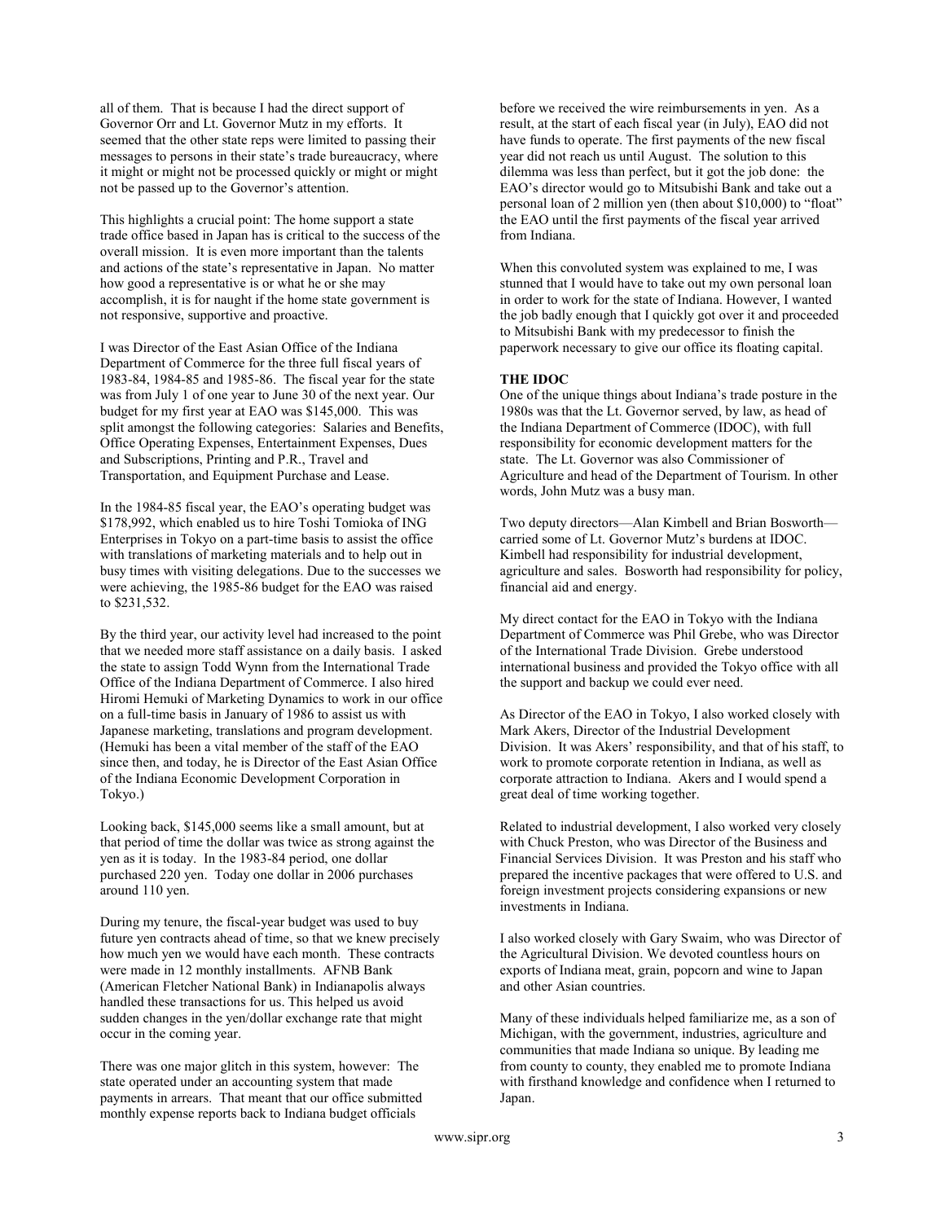all of them. That is because I had the direct support of Governor Orr and Lt. Governor Mutz in my efforts. It seemed that the other state reps were limited to passing their messages to persons in their state's trade bureaucracy, where it might or might not be processed quickly or might or might not be passed up to the Governor's attention.

This highlights a crucial point: The home support a state trade office based in Japan has is critical to the success of the overall mission. It is even more important than the talents and actions of the state's representative in Japan. No matter how good a representative is or what he or she may accomplish, it is for naught if the home state government is not responsive, supportive and proactive.

I was Director of the East Asian Office of the Indiana Department of Commerce for the three full fiscal years of 1983-84, 1984-85 and 1985-86. The fiscal year for the state was from July 1 of one year to June 30 of the next year. Our budget for my first year at EAO was $145,000. This was split amongst the following categories: Salaries and Benefits, Office Operating Expenses, Entertainment Expenses, Dues and Subscriptions, Printing and P.R., Travel and Transportation, and Equipment Purchase and Lease.

In the 1984-85 fiscal year, the EAO's operating budget was $178,992, which enabled us to hire Toshi Tomioka of ING Enterprises in Tokyo on a part-time basis to assist the office with translations of marketing materials and to help out in busy times with visiting delegations. Due to the successes we were achieving, the 1985-86 budget for the EAO was raised to $231,532.

By the third year, our activity level had increased to the point that we needed more staff assistance on a daily basis. I asked the state to assign Todd Wynn from the International Trade Office of the Indiana Department of Commerce. I also hired Hiromi Hemuki of Marketing Dynamics to work in our office on a full-time basis in January of 1986 to assist us with Japanese marketing, translations and program development. (Hemuki has been a vital member of the staff of the EAO since then, and today, he is Director of the East Asian Office of the Indiana Economic Development Corporation in Tokyo.)

Looking back, $145,000 seems like a small amount, but at that period of time the dollar was twice as strong against the yen as it is today. In the 1983-84 period, one dollar purchased 220 yen. Today one dollar in 2006 purchases around 110 yen.

During my tenure, the fiscal-year budget was used to buy future yen contracts ahead of time, so that we knew precisely how much yen we would have each month. These contracts were made in 12 monthly installments. AFNB Bank (American Fletcher National Bank) in Indianapolis always handled these transactions for us. This helped us avoid sudden changes in the yen/dollar exchange rate that might occur in the coming year.

There was one major glitch in this system, however: The state operated under an accounting system that made payments in arrears. That meant that our office submitted monthly expense reports back to Indiana budget officials before we received the wire reimbursements in yen. As a result, at the start of each fiscal year (in July), EAO did not have funds to operate. The first payments of the new fiscal year did not reach us until August. The solution to this dilemma was less than perfect, but it got the job done: the EAO's director would go to Mitsubishi Bank and take out a personal loan of 2 million yen (then about $10,000) to "float" the EAO until the first payments of the fiscal year arrived from Indiana.

When this convoluted system was explained to me, I was stunned that I would have to take out my own personal loan in order to work for the state of Indiana. However, I wanted the job badly enough that I quickly got over it and proceeded to Mitsubishi Bank with my predecessor to finish the paperwork necessary to give our office its floating capital.

**THE IDOC**

One of the unique things about Indiana's trade posture in the 1980s was that the Lt. Governor served, by law, as head of the Indiana Department of Commerce (IDOC), with full responsibility for economic development matters for the state. The Lt. Governor was also Commissioner of Agriculture and head of the Department of Tourism. In other words, John Mutz was a busy man.

Two deputy directors—Alan Kimbell and Brian Bosworth—carried some of Lt. Governor Mutz's burdens at IDOC. Kimbell had responsibility for industrial development, agriculture and sales. Bosworth had responsibility for policy, financial aid and energy.

My direct contact for the EAO in Tokyo with the Indiana Department of Commerce was Phil Grebe, who was Director of the International Trade Division. Grebe understood international business and provided the Tokyo office with all the support and backup we could ever need.

As Director of the EAO in Tokyo, I also worked closely with Mark Akers, Director of the Industrial Development Division. It was Akers' responsibility, and that of his staff, to work to promote corporate retention in Indiana, as well as corporate attraction to Indiana. Akers and I would spend a great deal of time working together.

Related to industrial development, I also worked very closely with Chuck Preston, who was Director of the Business and Financial Services Division. It was Preston and his staff who prepared the incentive packages that were offered to U.S. and foreign investment projects considering expansions or new investments in Indiana.

I also worked closely with Gary Swaim, who was Director of the Agricultural Division. We devoted countless hours on exports of Indiana meat, grain, popcorn and wine to Japan and other Asian countries.

Many of these individuals helped familiarize me, as a son of Michigan, with the government, industries, agriculture and communities that made Indiana so unique. By leading me from county to county, they enabled me to promote Indiana with firsthand knowledge and confidence when I returned to Japan.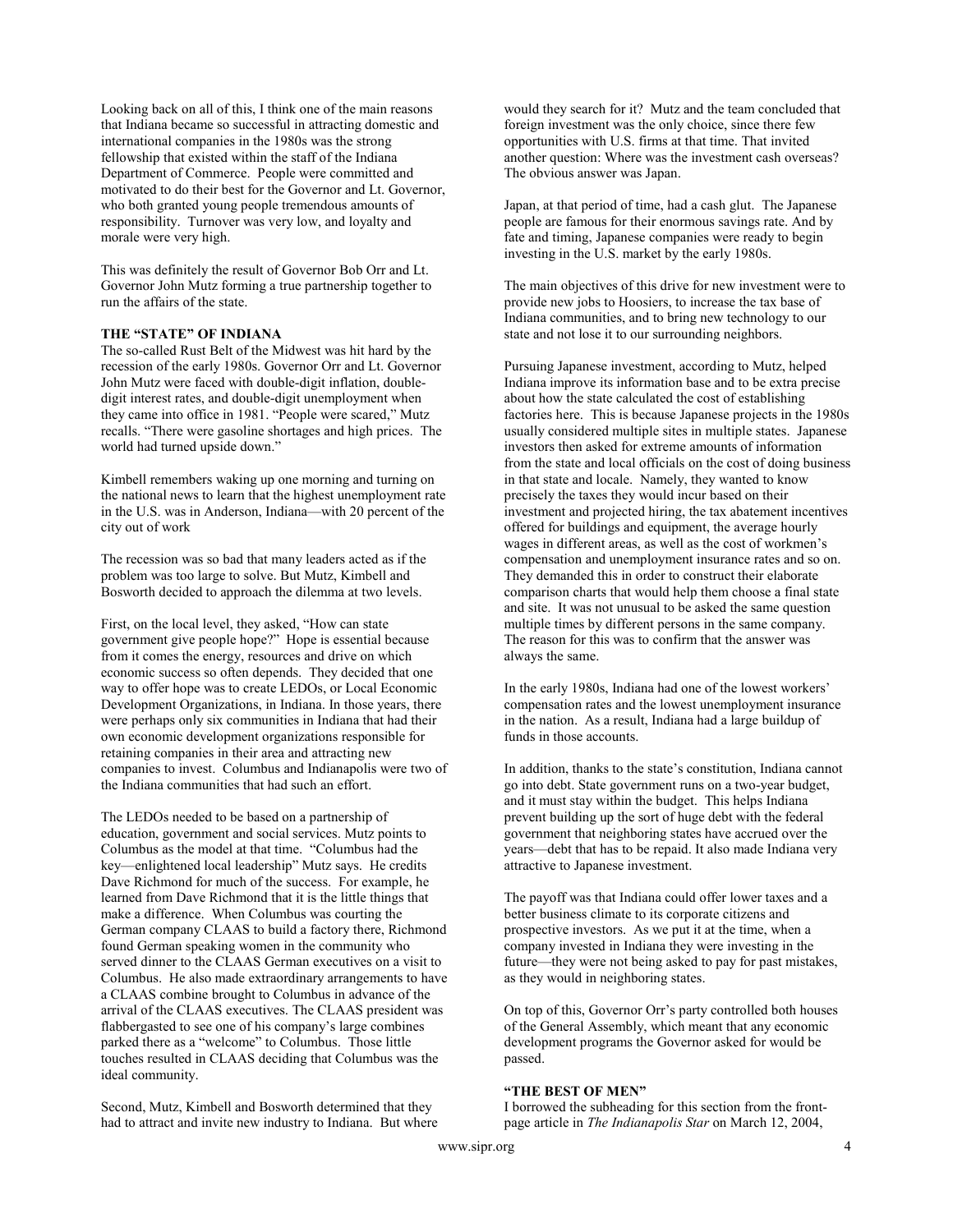Looking back on all of this, I think one of the main reasons that Indiana became so successful in attracting domestic and international companies in the 1980s was the strong fellowship that existed within the staff of the Indiana Department of Commerce. People were committed and motivated to do their best for the Governor and Lt. Governor, who both granted young people tremendous amounts of responsibility. Turnover was very low, and loyalty and morale were very high.

This was definitely the result of Governor Bob Orr and Lt. Governor John Mutz forming a true partnership together to run the affairs of the state.

**THE "STATE" OF INDIANA**

The so-called Rust Belt of the Midwest was hit hard by the recession of the early 1980s. Governor Orr and Lt. Governor John Mutz were faced with double-digit inflation, double-digit interest rates, and double-digit unemployment when they came into office in 1981. "People were scared," Mutz recalls. "There were gasoline shortages and high prices. The world had turned upside down."

Kimbell remembers waking up one morning and turning on the national news to learn that the highest unemployment rate in the U.S. was in Anderson, Indiana—with 20 percent of the city out of work

The recession was so bad that many leaders acted as if the problem was too large to solve. But Mutz, Kimbell and Bosworth decided to approach the dilemma at two levels.

First, on the local level, they asked, "How can state government give people hope?" Hope is essential because from it comes the energy, resources and drive on which economic success so often depends. They decided that one way to offer hope was to create LEDOs, or Local Economic Development Organizations, in Indiana. In those years, there were perhaps only six communities in Indiana that had their own economic development organizations responsible for retaining companies in their area and attracting new companies to invest. Columbus and Indianapolis were two of the Indiana communities that had such an effort.

The LEDOs needed to be based on a partnership of education, government and social services. Mutz points to Columbus as the model at that time. "Columbus had the key—enlightened local leadership" Mutz says. He credits Dave Richmond for much of the success. For example, he learned from Dave Richmond that it is the little things that make a difference. When Columbus was courting the German company CLAAS to build a factory there, Richmond found German speaking women in the community who served dinner to the CLAAS German executives on a visit to Columbus. He also made extraordinary arrangements to have a CLAAS combine brought to Columbus in advance of the arrival of the CLAAS executives. The CLAAS president was flabbergasted to see one of his company's large combines parked there as a "welcome" to Columbus. Those little touches resulted in CLAAS deciding that Columbus was the ideal community.

Second, Mutz, Kimbell and Bosworth determined that they had to attract and invite new industry to Indiana. But where would they search for it? Mutz and the team concluded that foreign investment was the only choice, since there few opportunities with U.S. firms at that time. That invited another question: Where was the investment cash overseas? The obvious answer was Japan.

Japan, at that period of time, had a cash glut. The Japanese people are famous for their enormous savings rate. And by fate and timing, Japanese companies were ready to begin investing in the U.S. market by the early 1980s.

The main objectives of this drive for new investment were to provide new jobs to Hoosiers, to increase the tax base of Indiana communities, and to bring new technology to our state and not lose it to our surrounding neighbors.

Pursuing Japanese investment, according to Mutz, helped Indiana improve its information base and to be extra precise about how the state calculated the cost of establishing factories here. This is because Japanese projects in the 1980s usually considered multiple sites in multiple states. Japanese investors then asked for extreme amounts of information from the state and local officials on the cost of doing business in that state and locale. Namely, they wanted to know precisely the taxes they would incur based on their investment and projected hiring, the tax abatement incentives offered for buildings and equipment, the average hourly wages in different areas, as well as the cost of workmen's compensation and unemployment insurance rates and so on. They demanded this in order to construct their elaborate comparison charts that would help them choose a final state and site. It was not unusual to be asked the same question multiple times by different persons in the same company. The reason for this was to confirm that the answer was always the same.

In the early 1980s, Indiana had one of the lowest workers' compensation rates and the lowest unemployment insurance in the nation. As a result, Indiana had a large buildup of funds in those accounts.

In addition, thanks to the state's constitution, Indiana cannot go into debt. State government runs on a two-year budget, and it must stay within the budget. This helps Indiana prevent building up the sort of huge debt with the federal government that neighboring states have accrued over the years—debt that has to be repaid. It also made Indiana very attractive to Japanese investment.

The payoff was that Indiana could offer lower taxes and a better business climate to its corporate citizens and prospective investors. As we put it at the time, when a company invested in Indiana they were investing in the future—they were not being asked to pay for past mistakes, as they would in neighboring states.

On top of this, Governor Orr's party controlled both houses of the General Assembly, which meant that any economic development programs the Governor asked for would be passed.

**"THE BEST OF MEN"**

I borrowed the subheading for this section from the front-page article in *The Indianapolis Star* on March 12, 2004,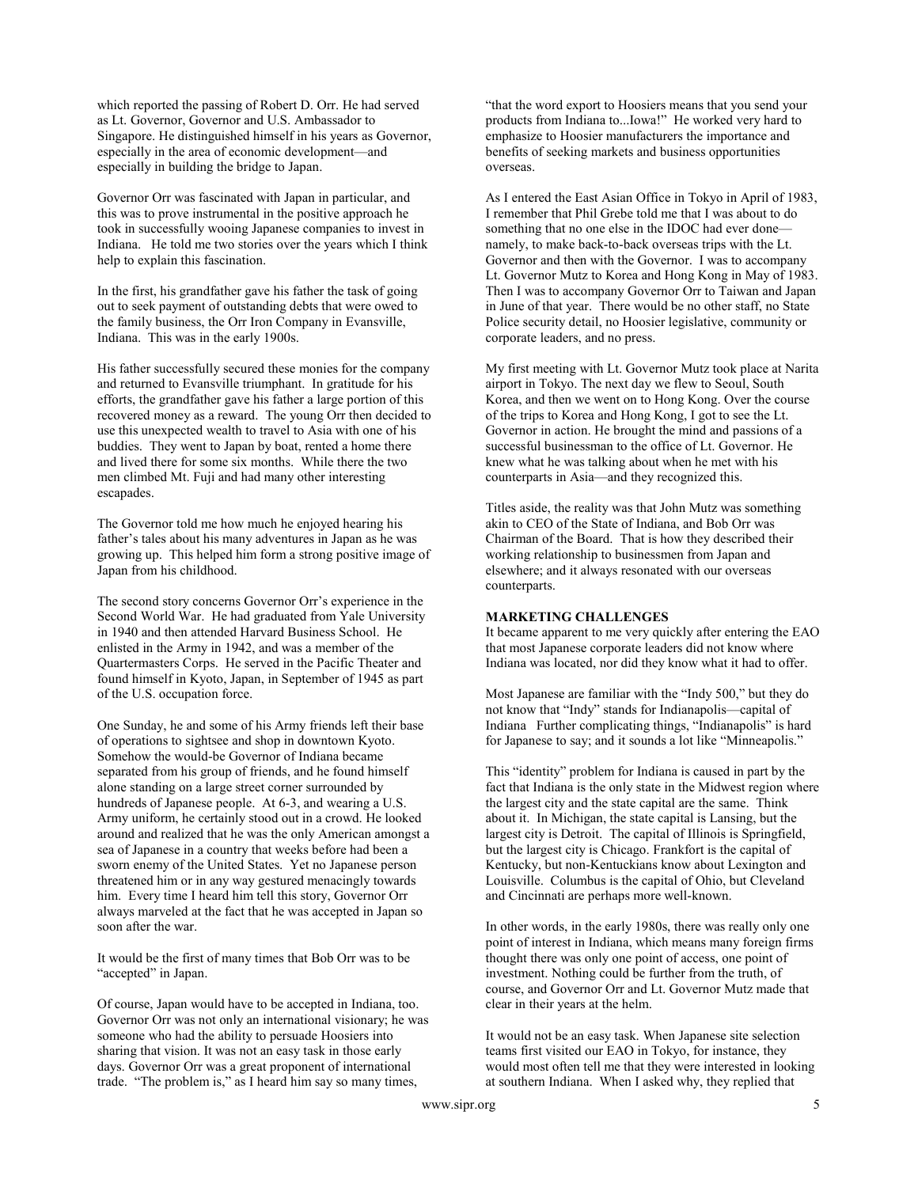which reported the passing of Robert D. Orr. He had served as Lt. Governor, Governor and U.S. Ambassador to Singapore. He distinguished himself in his years as Governor, especially in the area of economic development—and especially in building the bridge to Japan.

Governor Orr was fascinated with Japan in particular, and this was to prove instrumental in the positive approach he took in successfully wooing Japanese companies to invest in Indiana. He told me two stories over the years which I think help to explain this fascination.

In the first, his grandfather gave his father the task of going out to seek payment of outstanding debts that were owed to the family business, the Orr Iron Company in Evansville, Indiana. This was in the early 1900s.

His father successfully secured these monies for the company and returned to Evansville triumphant. In gratitude for his efforts, the grandfather gave his father a large portion of this recovered money as a reward. The young Orr then decided to use this unexpected wealth to travel to Asia with one of his buddies. They went to Japan by boat, rented a home there and lived there for some six months. While there the two men climbed Mt. Fuji and had many other interesting escapades.

The Governor told me how much he enjoyed hearing his father's tales about his many adventures in Japan as he was growing up. This helped him form a strong positive image of Japan from his childhood.

The second story concerns Governor Orr's experience in the Second World War. He had graduated from Yale University in 1940 and then attended Harvard Business School. He enlisted in the Army in 1942, and was a member of the Quartermasters Corps. He served in the Pacific Theater and found himself in Kyoto, Japan, in September of 1945 as part of the U.S. occupation force.

One Sunday, he and some of his Army friends left their base of operations to sightsee and shop in downtown Kyoto. Somehow the would-be Governor of Indiana became separated from his group of friends, and he found himself alone standing on a large street corner surrounded by hundreds of Japanese people. At 6-3, and wearing a U.S. Army uniform, he certainly stood out in a crowd. He looked around and realized that he was the only American amongst a sea of Japanese in a country that weeks before had been a sworn enemy of the United States. Yet no Japanese person threatened him or in any way gestured menacingly towards him. Every time I heard him tell this story, Governor Orr always marveled at the fact that he was accepted in Japan so soon after the war.

It would be the first of many times that Bob Orr was to be "accepted" in Japan.

Of course, Japan would have to be accepted in Indiana, too. Governor Orr was not only an international visionary; he was someone who had the ability to persuade Hoosiers into sharing that vision. It was not an easy task in those early days. Governor Orr was a great proponent of international trade. "The problem is," as I heard him say so many times, "that the word export to Hoosiers means that you send your products from Indiana to...Iowa!" He worked very hard to emphasize to Hoosier manufacturers the importance and benefits of seeking markets and business opportunities overseas.

As I entered the East Asian Office in Tokyo in April of 1983, I remember that Phil Grebe told me that I was about to do something that no one else in the IDOC had ever done—namely, to make back-to-back overseas trips with the Lt. Governor and then with the Governor. I was to accompany Lt. Governor Mutz to Korea and Hong Kong in May of 1983. Then I was to accompany Governor Orr to Taiwan and Japan in June of that year. There would be no other staff, no State Police security detail, no Hoosier legislative, community or corporate leaders, and no press.

My first meeting with Lt. Governor Mutz took place at Narita airport in Tokyo. The next day we flew to Seoul, South Korea, and then we went on to Hong Kong. Over the course of the trips to Korea and Hong Kong, I got to see the Lt. Governor in action. He brought the mind and passions of a successful businessman to the office of Lt. Governor. He knew what he was talking about when he met with his counterparts in Asia—and they recognized this.

Titles aside, the reality was that John Mutz was something akin to CEO of the State of Indiana, and Bob Orr was Chairman of the Board. That is how they described their working relationship to businessmen from Japan and elsewhere; and it always resonated with our overseas counterparts.

**MARKETING CHALLENGES**

It became apparent to me very quickly after entering the EAO that most Japanese corporate leaders did not know where Indiana was located, nor did they know what it had to offer.

Most Japanese are familiar with the "Indy 500," but they do not know that "Indy" stands for Indianapolis—capital of Indiana Further complicating things, "Indianapolis" is hard for Japanese to say; and it sounds a lot like "Minneapolis."

This "identity" problem for Indiana is caused in part by the fact that Indiana is the only state in the Midwest region where the largest city and the state capital are the same. Think about it. In Michigan, the state capital is Lansing, but the largest city is Detroit. The capital of Illinois is Springfield, but the largest city is Chicago. Frankfort is the capital of Kentucky, but non-Kentuckians know about Lexington and Louisville. Columbus is the capital of Ohio, but Cleveland and Cincinnati are perhaps more well-known.

In other words, in the early 1980s, there was really only one point of interest in Indiana, which means many foreign firms thought there was only one point of access, one point of investment. Nothing could be further from the truth, of course, and Governor Orr and Lt. Governor Mutz made that clear in their years at the helm.

It would not be an easy task. When Japanese site selection teams first visited our EAO in Tokyo, for instance, they would most often tell me that they were interested in looking at southern Indiana. When I asked why, they replied that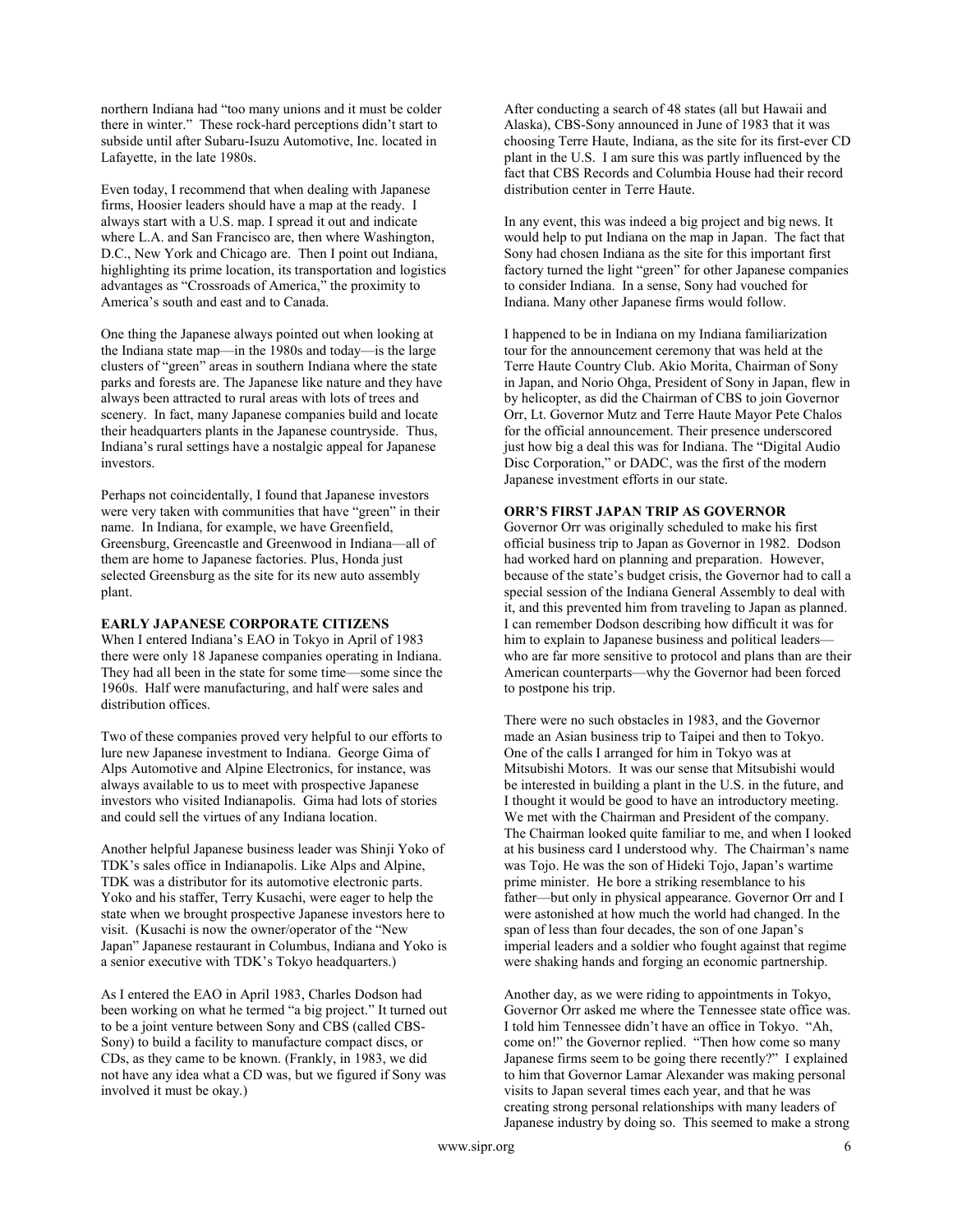northern Indiana had "too many unions and it must be colder there in winter." These rock-hard perceptions didn't start to subside until after Subaru-Isuzu Automotive, Inc. located in Lafayette, in the late 1980s.

Even today, I recommend that when dealing with Japanese firms, Hoosier leaders should have a map at the ready. I always start with a U.S. map. I spread it out and indicate where L.A. and San Francisco are, then where Washington, D.C., New York and Chicago are. Then I point out Indiana, highlighting its prime location, its transportation and logistics advantages as "Crossroads of America," the proximity to America's south and east and to Canada.

One thing the Japanese always pointed out when looking at the Indiana state map—in the 1980s and today—is the large clusters of "green" areas in southern Indiana where the state parks and forests are. The Japanese like nature and they have always been attracted to rural areas with lots of trees and scenery. In fact, many Japanese companies build and locate their headquarters plants in the Japanese countryside. Thus, Indiana's rural settings have a nostalgic appeal for Japanese investors.

Perhaps not coincidentally, I found that Japanese investors were very taken with communities that have "green" in their name. In Indiana, for example, we have Greenfield, Greensburg, Greencastle and Greenwood in Indiana—all of them are home to Japanese factories. Plus, Honda just selected Greensburg as the site for its new auto assembly plant.

**EARLY JAPANESE CORPORATE CITIZENS**

When I entered Indiana's EAO in Tokyo in April of 1983 there were only 18 Japanese companies operating in Indiana. They had all been in the state for some time—some since the 1960s. Half were manufacturing, and half were sales and distribution offices.

Two of these companies proved very helpful to our efforts to lure new Japanese investment to Indiana. George Gima of Alps Automotive and Alpine Electronics, for instance, was always available to us to meet with prospective Japanese investors who visited Indianapolis. Gima had lots of stories and could sell the virtues of any Indiana location.

Another helpful Japanese business leader was Shinji Yoko of TDK's sales office in Indianapolis. Like Alps and Alpine, TDK was a distributor for its automotive electronic parts. Yoko and his staffer, Terry Kusachi, were eager to help the state when we brought prospective Japanese investors here to visit. (Kusachi is now the owner/operator of the "New Japan" Japanese restaurant in Columbus, Indiana and Yoko is a senior executive with TDK's Tokyo headquarters.)

As I entered the EAO in April 1983, Charles Dodson had been working on what he termed "a big project." It turned out to be a joint venture between Sony and CBS (called CBS-Sony) to build a facility to manufacture compact discs, or CDs, as they came to be known. (Frankly, in 1983, we did not have any idea what a CD was, but we figured if Sony was involved it must be okay.)

After conducting a search of 48 states (all but Hawaii and Alaska), CBS-Sony announced in June of 1983 that it was choosing Terre Haute, Indiana, as the site for its first-ever CD plant in the U.S. I am sure this was partly influenced by the fact that CBS Records and Columbia House had their record distribution center in Terre Haute.

In any event, this was indeed a big project and big news. It would help to put Indiana on the map in Japan. The fact that Sony had chosen Indiana as the site for this important first factory turned the light "green" for other Japanese companies to consider Indiana. In a sense, Sony had vouched for Indiana. Many other Japanese firms would follow.

I happened to be in Indiana on my Indiana familiarization tour for the announcement ceremony that was held at the Terre Haute Country Club. Akio Morita, Chairman of Sony in Japan, and Norio Ohga, President of Sony in Japan, flew in by helicopter, as did the Chairman of CBS to join Governor Orr, Lt. Governor Mutz and Terre Haute Mayor Pete Chalos for the official announcement. Their presence underscored just how big a deal this was for Indiana. The "Digital Audio Disc Corporation," or DADC, was the first of the modern Japanese investment efforts in our state.

**ORR'S FIRST JAPAN TRIP AS GOVERNOR**

Governor Orr was originally scheduled to make his first official business trip to Japan as Governor in 1982. Dodson had worked hard on planning and preparation. However, because of the state's budget crisis, the Governor had to call a special session of the Indiana General Assembly to deal with it, and this prevented him from traveling to Japan as planned. I can remember Dodson describing how difficult it was for him to explain to Japanese business and political leaders—who are far more sensitive to protocol and plans than are their American counterparts—why the Governor had been forced to postpone his trip.

There were no such obstacles in 1983, and the Governor made an Asian business trip to Taipei and then to Tokyo. One of the calls I arranged for him in Tokyo was at Mitsubishi Motors. It was our sense that Mitsubishi would be interested in building a plant in the U.S. in the future, and I thought it would be good to have an introductory meeting. We met with the Chairman and President of the company. The Chairman looked quite familiar to me, and when I looked at his business card I understood why. The Chairman's name was Tojo. He was the son of Hideki Tojo, Japan's wartime prime minister. He bore a striking resemblance to his father—but only in physical appearance. Governor Orr and I were astonished at how much the world had changed. In the span of less than four decades, the son of one Japan's imperial leaders and a soldier who fought against that regime were shaking hands and forging an economic partnership.

Another day, as we were riding to appointments in Tokyo, Governor Orr asked me where the Tennessee state office was. I told him Tennessee didn't have an office in Tokyo. "Ah, come on!" the Governor replied. "Then how come so many Japanese firms seem to be going there recently?" I explained to him that Governor Lamar Alexander was making personal visits to Japan several times each year, and that he was creating strong personal relationships with many leaders of Japanese industry by doing so. This seemed to make a strong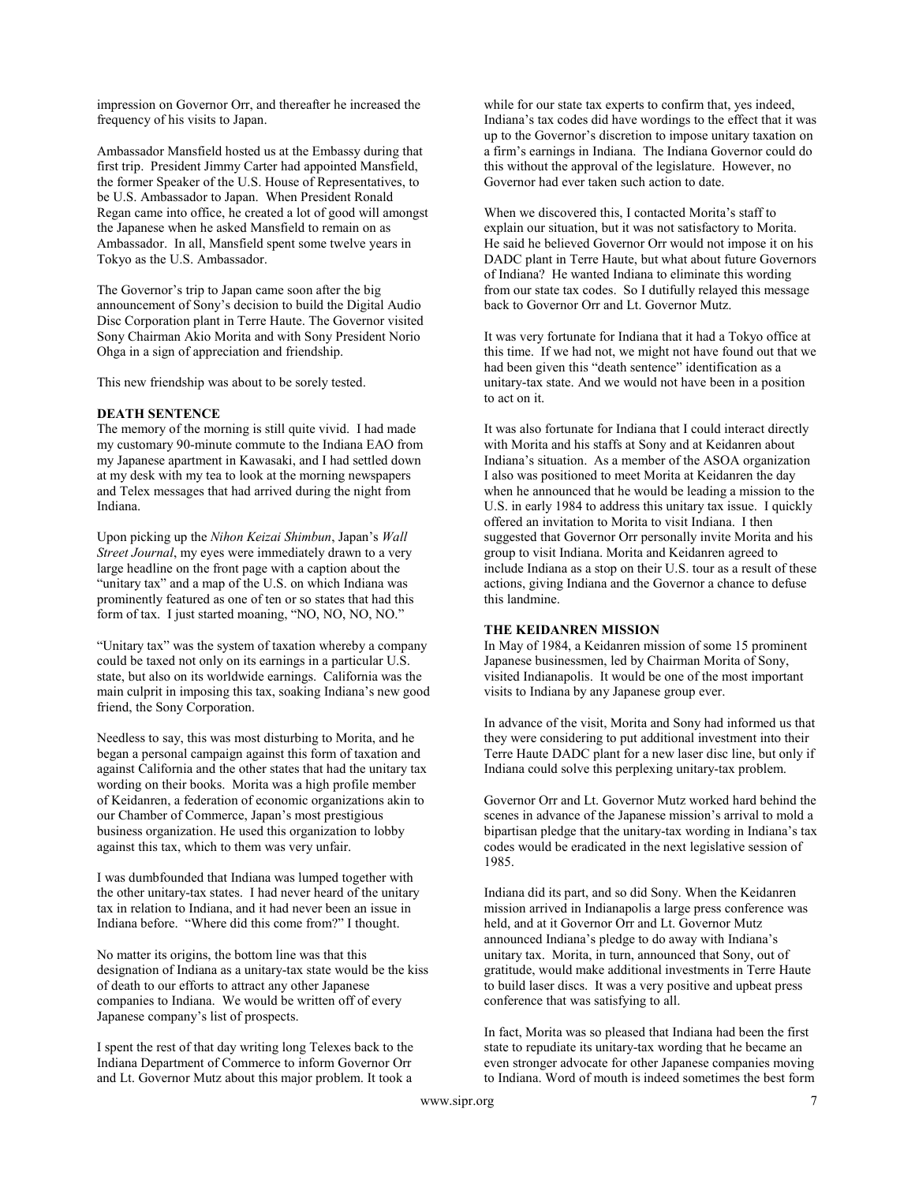impression on Governor Orr, and thereafter he increased the frequency of his visits to Japan.

Ambassador Mansfield hosted us at the Embassy during that first trip. President Jimmy Carter had appointed Mansfield, the former Speaker of the U.S. House of Representatives, to be U.S. Ambassador to Japan. When President Ronald Regan came into office, he created a lot of good will amongst the Japanese when he asked Mansfield to remain on as Ambassador. In all, Mansfield spent some twelve years in Tokyo as the U.S. Ambassador.

The Governor's trip to Japan came soon after the big announcement of Sony's decision to build the Digital Audio Disc Corporation plant in Terre Haute. The Governor visited Sony Chairman Akio Morita and with Sony President Norio Ohga in a sign of appreciation and friendship.

This new friendship was about to be sorely tested.

**DEATH SENTENCE**

The memory of the morning is still quite vivid. I had made my customary 90-minute commute to the Indiana EAO from my Japanese apartment in Kawasaki, and I had settled down at my desk with my tea to look at the morning newspapers and Telex messages that had arrived during the night from Indiana.

Upon picking up the *Nihon Keizai Shimbun*, Japan's *Wall Street Journal*, my eyes were immediately drawn to a very large headline on the front page with a caption about the "unitary tax" and a map of the U.S. on which Indiana was prominently featured as one of ten or so states that had this form of tax. I just started moaning, "NO, NO, NO, NO."

"Unitary tax" was the system of taxation whereby a company could be taxed not only on its earnings in a particular U.S. state, but also on its worldwide earnings. California was the main culprit in imposing this tax, soaking Indiana's new good friend, the Sony Corporation.

Needless to say, this was most disturbing to Morita, and he began a personal campaign against this form of taxation and against California and the other states that had the unitary tax wording on their books. Morita was a high profile member of Keidanren, a federation of economic organizations akin to our Chamber of Commerce, Japan's most prestigious business organization. He used this organization to lobby against this tax, which to them was very unfair.

I was dumbfounded that Indiana was lumped together with the other unitary-tax states. I had never heard of the unitary tax in relation to Indiana, and it had never been an issue in Indiana before. "Where did this come from?" I thought.

No matter its origins, the bottom line was that this designation of Indiana as a unitary-tax state would be the kiss of death to our efforts to attract any other Japanese companies to Indiana. We would be written off of every Japanese company's list of prospects.

I spent the rest of that day writing long Telexes back to the Indiana Department of Commerce to inform Governor Orr and Lt. Governor Mutz about this major problem. It took a while for our state tax experts to confirm that, yes indeed, Indiana's tax codes did have wordings to the effect that it was up to the Governor's discretion to impose unitary taxation on a firm's earnings in Indiana. The Indiana Governor could do this without the approval of the legislature. However, no Governor had ever taken such action to date.

When we discovered this, I contacted Morita's staff to explain our situation, but it was not satisfactory to Morita. He said he believed Governor Orr would not impose it on his DADC plant in Terre Haute, but what about future Governors of Indiana? He wanted Indiana to eliminate this wording from our state tax codes. So I dutifully relayed this message back to Governor Orr and Lt. Governor Mutz.

It was very fortunate for Indiana that it had a Tokyo office at this time. If we had not, we might not have found out that we had been given this "death sentence" identification as a unitary-tax state. And we would not have been in a position to act on it.

It was also fortunate for Indiana that I could interact directly with Morita and his staffs at Sony and at Keidanren about Indiana's situation. As a member of the ASOA organization I also was positioned to meet Morita at Keidanren the day when he announced that he would be leading a mission to the U.S. in early 1984 to address this unitary tax issue. I quickly offered an invitation to Morita to visit Indiana. I then suggested that Governor Orr personally invite Morita and his group to visit Indiana. Morita and Keidanren agreed to include Indiana as a stop on their U.S. tour as a result of these actions, giving Indiana and the Governor a chance to defuse this landmine.

**THE KEIDANREN MISSION**

In May of 1984, a Keidanren mission of some 15 prominent Japanese businessmen, led by Chairman Morita of Sony, visited Indianapolis. It would be one of the most important visits to Indiana by any Japanese group ever.

In advance of the visit, Morita and Sony had informed us that they were considering to put additional investment into their Terre Haute DADC plant for a new laser disc line, but only if Indiana could solve this perplexing unitary-tax problem.

Governor Orr and Lt. Governor Mutz worked hard behind the scenes in advance of the Japanese mission's arrival to mold a bipartisan pledge that the unitary-tax wording in Indiana's tax codes would be eradicated in the next legislative session of 1985.

Indiana did its part, and so did Sony. When the Keidanren mission arrived in Indianapolis a large press conference was held, and at it Governor Orr and Lt. Governor Mutz announced Indiana's pledge to do away with Indiana's unitary tax. Morita, in turn, announced that Sony, out of gratitude, would make additional investments in Terre Haute to build laser discs. It was a very positive and upbeat press conference that was satisfying to all.

In fact, Morita was so pleased that Indiana had been the first state to repudiate its unitary-tax wording that he became an even stronger advocate for other Japanese companies moving to Indiana. Word of mouth is indeed sometimes the best form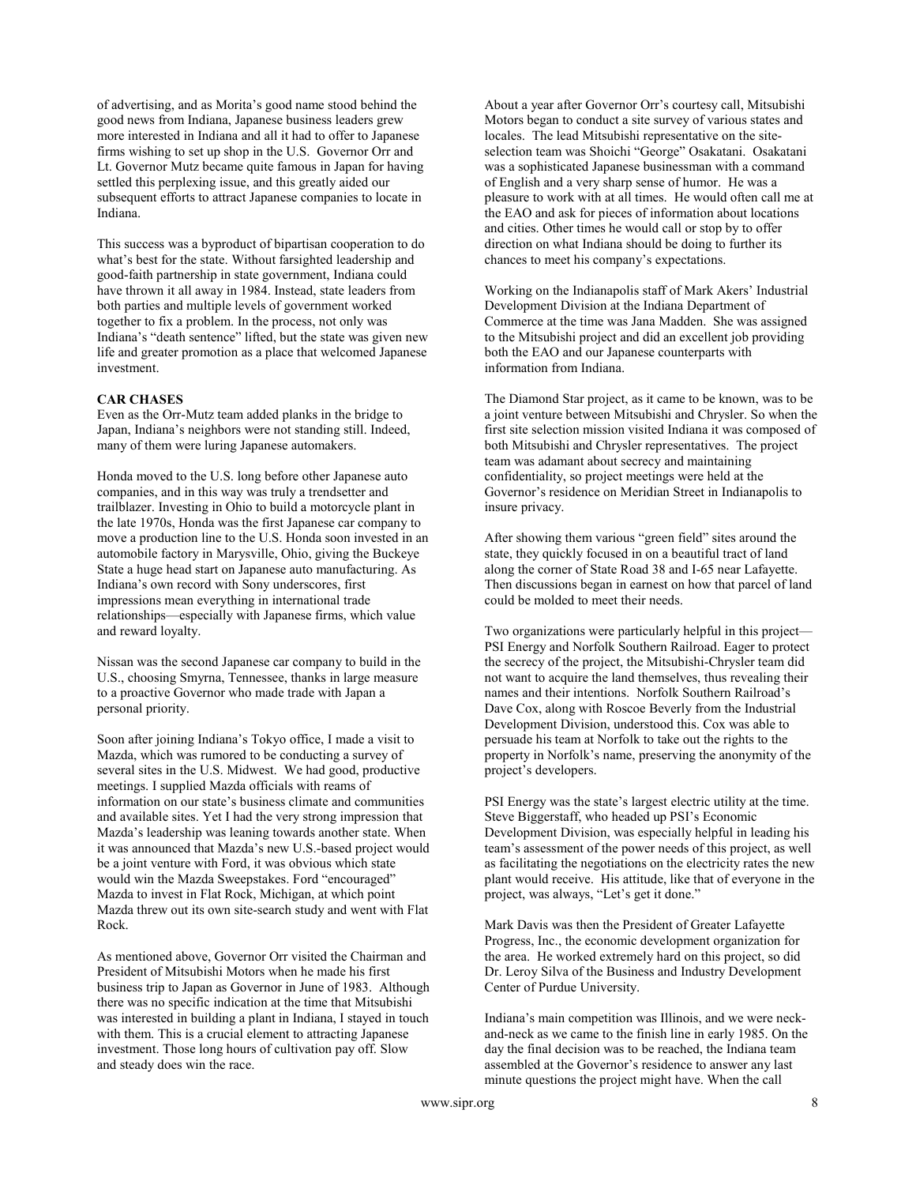of advertising, and as Morita's good name stood behind the good news from Indiana, Japanese business leaders grew more interested in Indiana and all it had to offer to Japanese firms wishing to set up shop in the U.S. Governor Orr and Lt. Governor Mutz became quite famous in Japan for having settled this perplexing issue, and this greatly aided our subsequent efforts to attract Japanese companies to locate in Indiana.

This success was a byproduct of bipartisan cooperation to do what's best for the state. Without farsighted leadership and good-faith partnership in state government, Indiana could have thrown it all away in 1984. Instead, state leaders from both parties and multiple levels of government worked together to fix a problem. In the process, not only was Indiana's "death sentence" lifted, but the state was given new life and greater promotion as a place that welcomed Japanese investment.

**CAR CHASES**

Even as the Orr-Mutz team added planks in the bridge to Japan, Indiana's neighbors were not standing still. Indeed, many of them were luring Japanese automakers.

Honda moved to the U.S. long before other Japanese auto companies, and in this way was truly a trendsetter and trailblazer. Investing in Ohio to build a motorcycle plant in the late 1970s, Honda was the first Japanese car company to move a production line to the U.S. Honda soon invested in an automobile factory in Marysville, Ohio, giving the Buckeye State a huge head start on Japanese auto manufacturing. As Indiana's own record with Sony underscores, first impressions mean everything in international trade relationships—especially with Japanese firms, which value and reward loyalty.

Nissan was the second Japanese car company to build in the U.S., choosing Smyrna, Tennessee, thanks in large measure to a proactive Governor who made trade with Japan a personal priority.

Soon after joining Indiana's Tokyo office, I made a visit to Mazda, which was rumored to be conducting a survey of several sites in the U.S. Midwest. We had good, productive meetings. I supplied Mazda officials with reams of information on our state's business climate and communities and available sites. Yet I had the very strong impression that Mazda's leadership was leaning towards another state. When it was announced that Mazda's new U.S.-based project would be a joint venture with Ford, it was obvious which state would win the Mazda Sweepstakes. Ford "encouraged" Mazda to invest in Flat Rock, Michigan, at which point Mazda threw out its own site-search study and went with Flat Rock.

As mentioned above, Governor Orr visited the Chairman and President of Mitsubishi Motors when he made his first business trip to Japan as Governor in June of 1983. Although there was no specific indication at the time that Mitsubishi was interested in building a plant in Indiana, I stayed in touch with them. This is a crucial element to attracting Japanese investment. Those long hours of cultivation pay off. Slow and steady does win the race.

About a year after Governor Orr's courtesy call, Mitsubishi Motors began to conduct a site survey of various states and locales. The lead Mitsubishi representative on the site-selection team was Shoichi "George" Osakatani. Osakatani was a sophisticated Japanese businessman with a command of English and a very sharp sense of humor. He was a pleasure to work with at all times. He would often call me at the EAO and ask for pieces of information about locations and cities. Other times he would call or stop by to offer direction on what Indiana should be doing to further its chances to meet his company's expectations.

Working on the Indianapolis staff of Mark Akers' Industrial Development Division at the Indiana Department of Commerce at the time was Jana Madden. She was assigned to the Mitsubishi project and did an excellent job providing both the EAO and our Japanese counterparts with information from Indiana.

The Diamond Star project, as it came to be known, was to be a joint venture between Mitsubishi and Chrysler. So when the first site selection mission visited Indiana it was composed of both Mitsubishi and Chrysler representatives. The project team was adamant about secrecy and maintaining confidentiality, so project meetings were held at the Governor's residence on Meridian Street in Indianapolis to insure privacy.

After showing them various "green field" sites around the state, they quickly focused in on a beautiful tract of land along the corner of State Road 38 and I-65 near Lafayette. Then discussions began in earnest on how that parcel of land could be molded to meet their needs.

Two organizations were particularly helpful in this project—PSI Energy and Norfolk Southern Railroad. Eager to protect the secrecy of the project, the Mitsubishi-Chrysler team did not want to acquire the land themselves, thus revealing their names and their intentions. Norfolk Southern Railroad's Dave Cox, along with Roscoe Beverly from the Industrial Development Division, understood this. Cox was able to persuade his team at Norfolk to take out the rights to the property in Norfolk's name, preserving the anonymity of the project's developers.

PSI Energy was the state's largest electric utility at the time. Steve Biggerstaff, who headed up PSI's Economic Development Division, was especially helpful in leading his team's assessment of the power needs of this project, as well as facilitating the negotiations on the electricity rates the new plant would receive. His attitude, like that of everyone in the project, was always, "Let's get it done."

Mark Davis was then the President of Greater Lafayette Progress, Inc., the economic development organization for the area. He worked extremely hard on this project, so did Dr. Leroy Silva of the Business and Industry Development Center of Purdue University.

Indiana's main competition was Illinois, and we were neck-and-neck as we came to the finish line in early 1985. On the day the final decision was to be reached, the Indiana team assembled at the Governor's residence to answer any last minute questions the project might have. When the call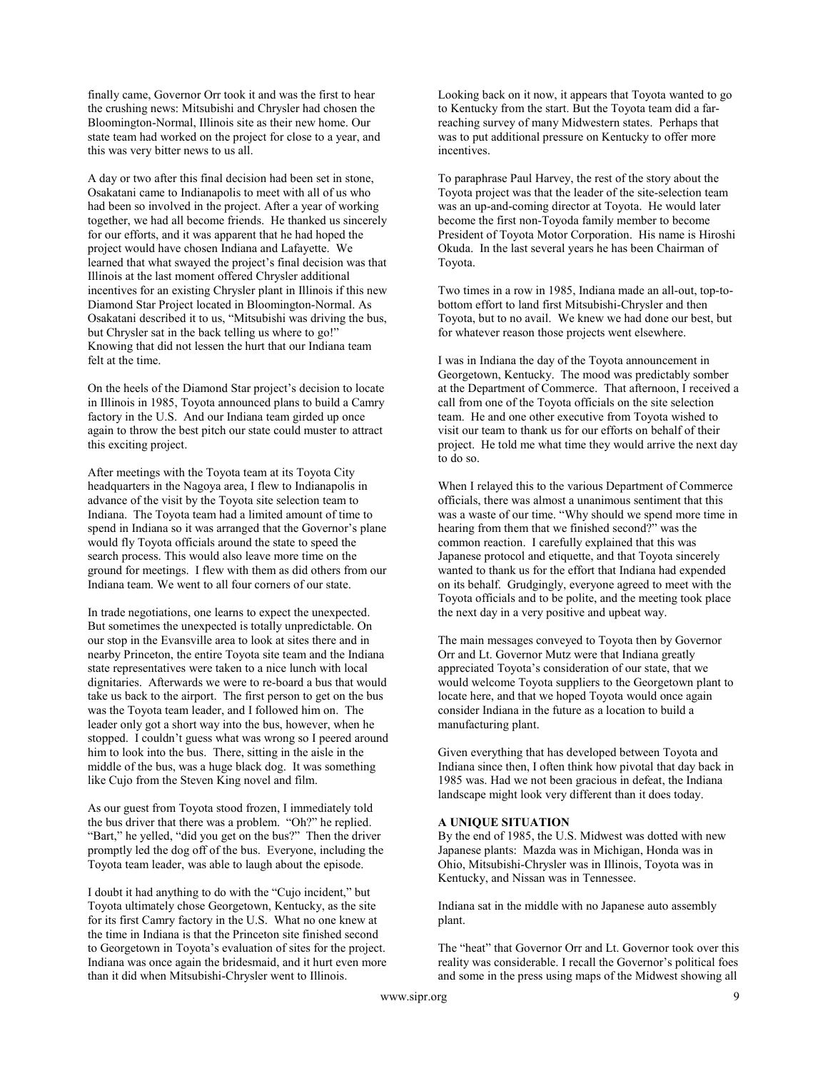finally came, Governor Orr took it and was the first to hear the crushing news: Mitsubishi and Chrysler had chosen the Bloomington-Normal, Illinois site as their new home. Our state team had worked on the project for close to a year, and this was very bitter news to us all.

A day or two after this final decision had been set in stone, Osakatani came to Indianapolis to meet with all of us who had been so involved in the project. After a year of working together, we had all become friends. He thanked us sincerely for our efforts, and it was apparent that he had hoped the project would have chosen Indiana and Lafayette. We learned that what swayed the project's final decision was that Illinois at the last moment offered Chrysler additional incentives for an existing Chrysler plant in Illinois if this new Diamond Star Project located in Bloomington-Normal. As Osakatani described it to us, "Mitsubishi was driving the bus, but Chrysler sat in the back telling us where to go!" Knowing that did not lessen the hurt that our Indiana team felt at the time.

On the heels of the Diamond Star project's decision to locate in Illinois in 1985, Toyota announced plans to build a Camry factory in the U.S. And our Indiana team girded up once again to throw the best pitch our state could muster to attract this exciting project.

After meetings with the Toyota team at its Toyota City headquarters in the Nagoya area, I flew to Indianapolis in advance of the visit by the Toyota site selection team to Indiana. The Toyota team had a limited amount of time to spend in Indiana so it was arranged that the Governor's plane would fly Toyota officials around the state to speed the search process. This would also leave more time on the ground for meetings. I flew with them as did others from our Indiana team. We went to all four corners of our state.

In trade negotiations, one learns to expect the unexpected. But sometimes the unexpected is totally unpredictable. On our stop in the Evansville area to look at sites there and in nearby Princeton, the entire Toyota site team and the Indiana state representatives were taken to a nice lunch with local dignitaries. Afterwards we were to re-board a bus that would take us back to the airport. The first person to get on the bus was the Toyota team leader, and I followed him on. The leader only got a short way into the bus, however, when he stopped. I couldn't guess what was wrong so I peered around him to look into the bus. There, sitting in the aisle in the middle of the bus, was a huge black dog. It was something like Cujo from the Steven King novel and film.

As our guest from Toyota stood frozen, I immediately told the bus driver that there was a problem. "Oh?" he replied. "Bart," he yelled, "did you get on the bus?" Then the driver promptly led the dog off of the bus. Everyone, including the Toyota team leader, was able to laugh about the episode.

I doubt it had anything to do with the "Cujo incident," but Toyota ultimately chose Georgetown, Kentucky, as the site for its first Camry factory in the U.S. What no one knew at the time in Indiana is that the Princeton site finished second to Georgetown in Toyota's evaluation of sites for the project. Indiana was once again the bridesmaid, and it hurt even more than it did when Mitsubishi-Chrysler went to Illinois.

Looking back on it now, it appears that Toyota wanted to go to Kentucky from the start. But the Toyota team did a far-reaching survey of many Midwestern states. Perhaps that was to put additional pressure on Kentucky to offer more incentives.

To paraphrase Paul Harvey, the rest of the story about the Toyota project was that the leader of the site-selection team was an up-and-coming director at Toyota. He would later become the first non-Toyoda family member to become President of Toyota Motor Corporation. His name is Hiroshi Okuda. In the last several years he has been Chairman of Toyota.

Two times in a row in 1985, Indiana made an all-out, top-to-bottom effort to land first Mitsubishi-Chrysler and then Toyota, but to no avail. We knew we had done our best, but for whatever reason those projects went elsewhere.

I was in Indiana the day of the Toyota announcement in Georgetown, Kentucky. The mood was predictably somber at the Department of Commerce. That afternoon, I received a call from one of the Toyota officials on the site selection team. He and one other executive from Toyota wished to visit our team to thank us for our efforts on behalf of their project. He told me what time they would arrive the next day to do so.

When I relayed this to the various Department of Commerce officials, there was almost a unanimous sentiment that this was a waste of our time. "Why should we spend more time in hearing from them that we finished second?" was the common reaction. I carefully explained that this was Japanese protocol and etiquette, and that Toyota sincerely wanted to thank us for the effort that Indiana had expended on its behalf. Grudgingly, everyone agreed to meet with the Toyota officials and to be polite, and the meeting took place the next day in a very positive and upbeat way.

The main messages conveyed to Toyota then by Governor Orr and Lt. Governor Mutz were that Indiana greatly appreciated Toyota's consideration of our state, that we would welcome Toyota suppliers to the Georgetown plant to locate here, and that we hoped Toyota would once again consider Indiana in the future as a location to build a manufacturing plant.

Given everything that has developed between Toyota and Indiana since then, I often think how pivotal that day back in 1985 was. Had we not been gracious in defeat, the Indiana landscape might look very different than it does today.

**A UNIQUE SITUATION**

By the end of 1985, the U.S. Midwest was dotted with new Japanese plants: Mazda was in Michigan, Honda was in Ohio, Mitsubishi-Chrysler was in Illinois, Toyota was in Kentucky, and Nissan was in Tennessee.

Indiana sat in the middle with no Japanese auto assembly plant.

The "heat" that Governor Orr and Lt. Governor took over this reality was considerable. I recall the Governor's political foes and some in the press using maps of the Midwest showing all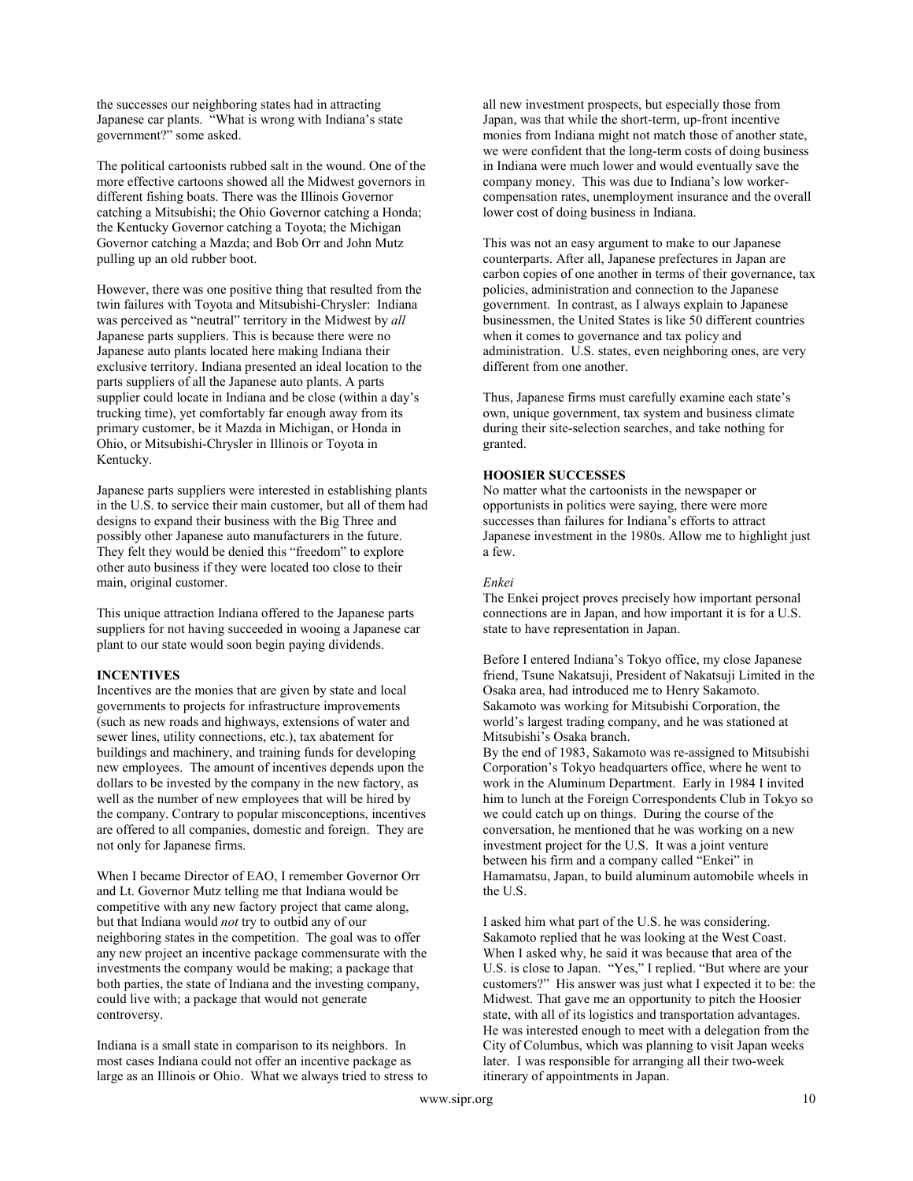the successes our neighboring states had in attracting Japanese car plants. "What is wrong with Indiana's state government?" some asked.

The political cartoonists rubbed salt in the wound. One of the more effective cartoons showed all the Midwest governors in different fishing boats. There was the Illinois Governor catching a Mitsubishi; the Ohio Governor catching a Honda; the Kentucky Governor catching a Toyota; the Michigan Governor catching a Mazda; and Bob Orr and John Mutz pulling up an old rubber boot.

However, there was one positive thing that resulted from the twin failures with Toyota and Mitsubishi-Chrysler: Indiana was perceived as "neutral" territory in the Midwest by *all* Japanese parts suppliers. This is because there were no Japanese auto plants located here making Indiana their exclusive territory. Indiana presented an ideal location to the parts suppliers of all the Japanese auto plants. A parts supplier could locate in Indiana and be close (within a day's trucking time), yet comfortably far enough away from its primary customer, be it Mazda in Michigan, or Honda in Ohio, or Mitsubishi-Chrysler in Illinois or Toyota in Kentucky.

Japanese parts suppliers were interested in establishing plants in the U.S. to service their main customer, but all of them had designs to expand their business with the Big Three and possibly other Japanese auto manufacturers in the future. They felt they would be denied this "freedom" to explore other auto business if they were located too close to their main, original customer.

This unique attraction Indiana offered to the Japanese parts suppliers for not having succeeded in wooing a Japanese car plant to our state would soon begin paying dividends.

**INCENTIVES**

Incentives are the monies that are given by state and local governments to projects for infrastructure improvements (such as new roads and highways, extensions of water and sewer lines, utility connections, etc.), tax abatement for buildings and machinery, and training funds for developing new employees. The amount of incentives depends upon the dollars to be invested by the company in the new factory, as well as the number of new employees that will be hired by the company. Contrary to popular misconceptions, incentives are offered to all companies, domestic and foreign. They are not only for Japanese firms.

When I became Director of EAO, I remember Governor Orr and Lt. Governor Mutz telling me that Indiana would be competitive with any new factory project that came along, but that Indiana would *not* try to outbid any of our neighboring states in the competition. The goal was to offer any new project an incentive package commensurate with the investments the company would be making; a package that both parties, the state of Indiana and the investing company, could live with; a package that would not generate controversy.

Indiana is a small state in comparison to its neighbors. In most cases Indiana could not offer an incentive package as large as an Illinois or Ohio. What we always tried to stress to all new investment prospects, but especially those from Japan, was that while the short-term, up-front incentive monies from Indiana might not match those of another state, we were confident that the long-term costs of doing business in Indiana were much lower and would eventually save the company money. This was due to Indiana's low worker-compensation rates, unemployment insurance and the overall lower cost of doing business in Indiana.

This was not an easy argument to make to our Japanese counterparts. After all, Japanese prefectures in Japan are carbon copies of one another in terms of their governance, tax policies, administration and connection to the Japanese government. In contrast, as I always explain to Japanese businessmen, the United States is like 50 different countries when it comes to governance and tax policy and administration. U.S. states, even neighboring ones, are very different from one another.

Thus, Japanese firms must carefully examine each state's own, unique government, tax system and business climate during their site-selection searches, and take nothing for granted.

**HOOSIER SUCCESSES**

No matter what the cartoonists in the newspaper or opportunists in politics were saying, there were more successes than failures for Indiana's efforts to attract Japanese investment in the 1980s. Allow me to highlight just a few.

*Enkei*

The Enkei project proves precisely how important personal connections are in Japan, and how important it is for a U.S. state to have representation in Japan.

Before I entered Indiana's Tokyo office, my close Japanese friend, Tsune Nakatsuji, President of Nakatsuji Limited in the Osaka area, had introduced me to Henry Sakamoto. Sakamoto was working for Mitsubishi Corporation, the world's largest trading company, and he was stationed at Mitsubishi's Osaka branch.

By the end of 1983, Sakamoto was re-assigned to Mitsubishi Corporation's Tokyo headquarters office, where he went to work in the Aluminum Department. Early in 1984 I invited him to lunch at the Foreign Correspondents Club in Tokyo so we could catch up on things. During the course of the conversation, he mentioned that he was working on a new investment project for the U.S. It was a joint venture between his firm and a company called "Enkei" in Hamamatsu, Japan, to build aluminum automobile wheels in the U.S.

I asked him what part of the U.S. he was considering. Sakamoto replied that he was looking at the West Coast. When I asked why, he said it was because that area of the U.S. is close to Japan. "Yes," I replied. "But where are your customers?" His answer was just what I expected it to be: the Midwest. That gave me an opportunity to pitch the Hoosier state, with all of its logistics and transportation advantages. He was interested enough to meet with a delegation from the City of Columbus, which was planning to visit Japan weeks later. I was responsible for arranging all their two-week itinerary of appointments in Japan.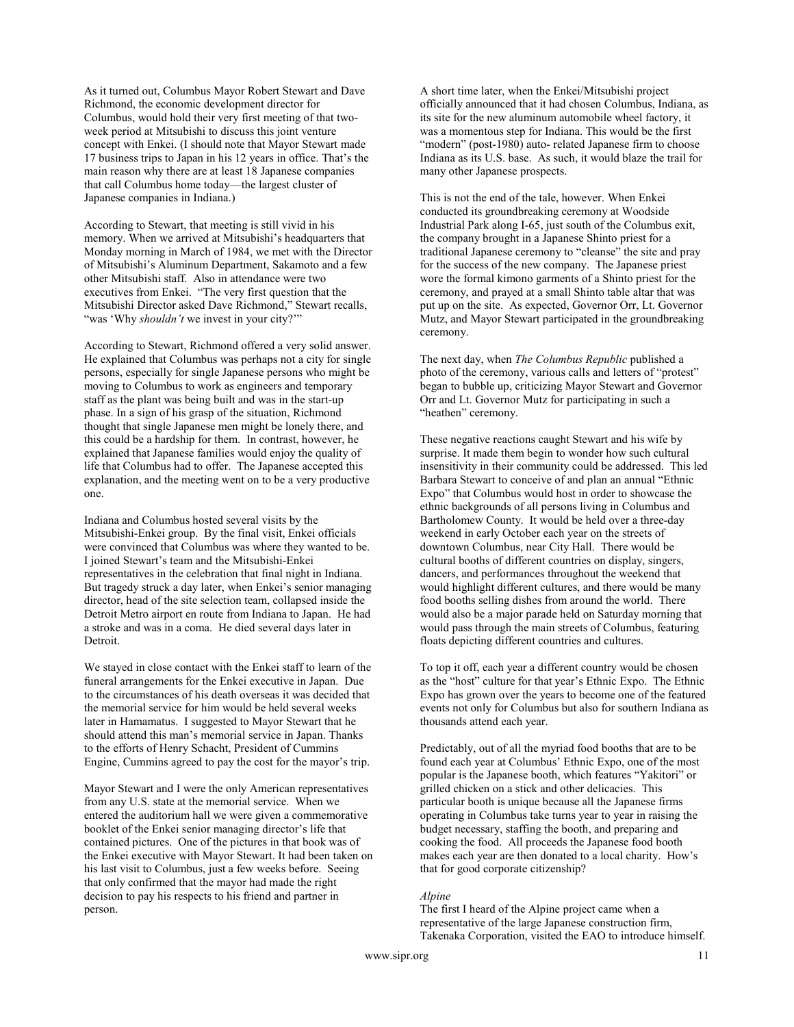As it turned out, Columbus Mayor Robert Stewart and Dave Richmond, the economic development director for Columbus, would hold their very first meeting of that two-week period at Mitsubishi to discuss this joint venture concept with Enkei. (I should note that Mayor Stewart made 17 business trips to Japan in his 12 years in office. That's the main reason why there are at least 18 Japanese companies that call Columbus home today—the largest cluster of Japanese companies in Indiana.)

According to Stewart, that meeting is still vivid in his memory. When we arrived at Mitsubishi's headquarters that Monday morning in March of 1984, we met with the Director of Mitsubishi's Aluminum Department, Sakamoto and a few other Mitsubishi staff. Also in attendance were two executives from Enkei. "The very first question that the Mitsubishi Director asked Dave Richmond," Stewart recalls, "was 'Why *shouldn't* we invest in your city?'"

According to Stewart, Richmond offered a very solid answer. He explained that Columbus was perhaps not a city for single persons, especially for single Japanese persons who might be moving to Columbus to work as engineers and temporary staff as the plant was being built and was in the start-up phase. In a sign of his grasp of the situation, Richmond thought that single Japanese men might be lonely there, and this could be a hardship for them. In contrast, however, he explained that Japanese families would enjoy the quality of life that Columbus had to offer. The Japanese accepted this explanation, and the meeting went on to be a very productive one.

Indiana and Columbus hosted several visits by the Mitsubishi-Enkei group. By the final visit, Enkei officials were convinced that Columbus was where they wanted to be. I joined Stewart's team and the Mitsubishi-Enkei representatives in the celebration that final night in Indiana. But tragedy struck a day later, when Enkei's senior managing director, head of the site selection team, collapsed inside the Detroit Metro airport en route from Indiana to Japan. He had a stroke and was in a coma. He died several days later in Detroit.

We stayed in close contact with the Enkei staff to learn of the funeral arrangements for the Enkei executive in Japan. Due to the circumstances of his death overseas it was decided that the memorial service for him would be held several weeks later in Hamamatus. I suggested to Mayor Stewart that he should attend this man's memorial service in Japan. Thanks to the efforts of Henry Schacht, President of Cummins Engine, Cummins agreed to pay the cost for the mayor's trip.

Mayor Stewart and I were the only American representatives from any U.S. state at the memorial service. When we entered the auditorium hall we were given a commemorative booklet of the Enkei senior managing director's life that contained pictures. One of the pictures in that book was of the Enkei executive with Mayor Stewart. It had been taken on his last visit to Columbus, just a few weeks before. Seeing that only confirmed that the mayor had made the right decision to pay his respects to his friend and partner in person.

A short time later, when the Enkei/Mitsubishi project officially announced that it had chosen Columbus, Indiana, as its site for the new aluminum automobile wheel factory, it was a momentous step for Indiana. This would be the first "modern" (post-1980) auto- related Japanese firm to choose Indiana as its U.S. base. As such, it would blaze the trail for many other Japanese prospects.

This is not the end of the tale, however. When Enkei conducted its groundbreaking ceremony at Woodside Industrial Park along I-65, just south of the Columbus exit, the company brought in a Japanese Shinto priest for a traditional Japanese ceremony to "cleanse" the site and pray for the success of the new company. The Japanese priest wore the formal kimono garments of a Shinto priest for the ceremony, and prayed at a small Shinto table altar that was put up on the site. As expected, Governor Orr, Lt. Governor Mutz, and Mayor Stewart participated in the groundbreaking ceremony.

The next day, when *The Columbus Republic* published a photo of the ceremony, various calls and letters of "protest" began to bubble up, criticizing Mayor Stewart and Governor Orr and Lt. Governor Mutz for participating in such a "heathen" ceremony.

These negative reactions caught Stewart and his wife by surprise. It made them begin to wonder how such cultural insensitivity in their community could be addressed. This led Barbara Stewart to conceive of and plan an annual "Ethnic Expo" that Columbus would host in order to showcase the ethnic backgrounds of all persons living in Columbus and Bartholomew County. It would be held over a three-day weekend in early October each year on the streets of downtown Columbus, near City Hall. There would be cultural booths of different countries on display, singers, dancers, and performances throughout the weekend that would highlight different cultures, and there would be many food booths selling dishes from around the world. There would also be a major parade held on Saturday morning that would pass through the main streets of Columbus, featuring floats depicting different countries and cultures.

To top it off, each year a different country would be chosen as the "host" culture for that year's Ethnic Expo. The Ethnic Expo has grown over the years to become one of the featured events not only for Columbus but also for southern Indiana as thousands attend each year.

Predictably, out of all the myriad food booths that are to be found each year at Columbus' Ethnic Expo, one of the most popular is the Japanese booth, which features "Yakitori" or grilled chicken on a stick and other delicacies. This particular booth is unique because all the Japanese firms operating in Columbus take turns year to year in raising the budget necessary, staffing the booth, and preparing and cooking the food. All proceeds the Japanese food booth makes each year are then donated to a local charity. How's that for good corporate citizenship?

*Alpine*

The first I heard of the Alpine project came when a representative of the large Japanese construction firm, Takenaka Corporation, visited the EAO to introduce himself.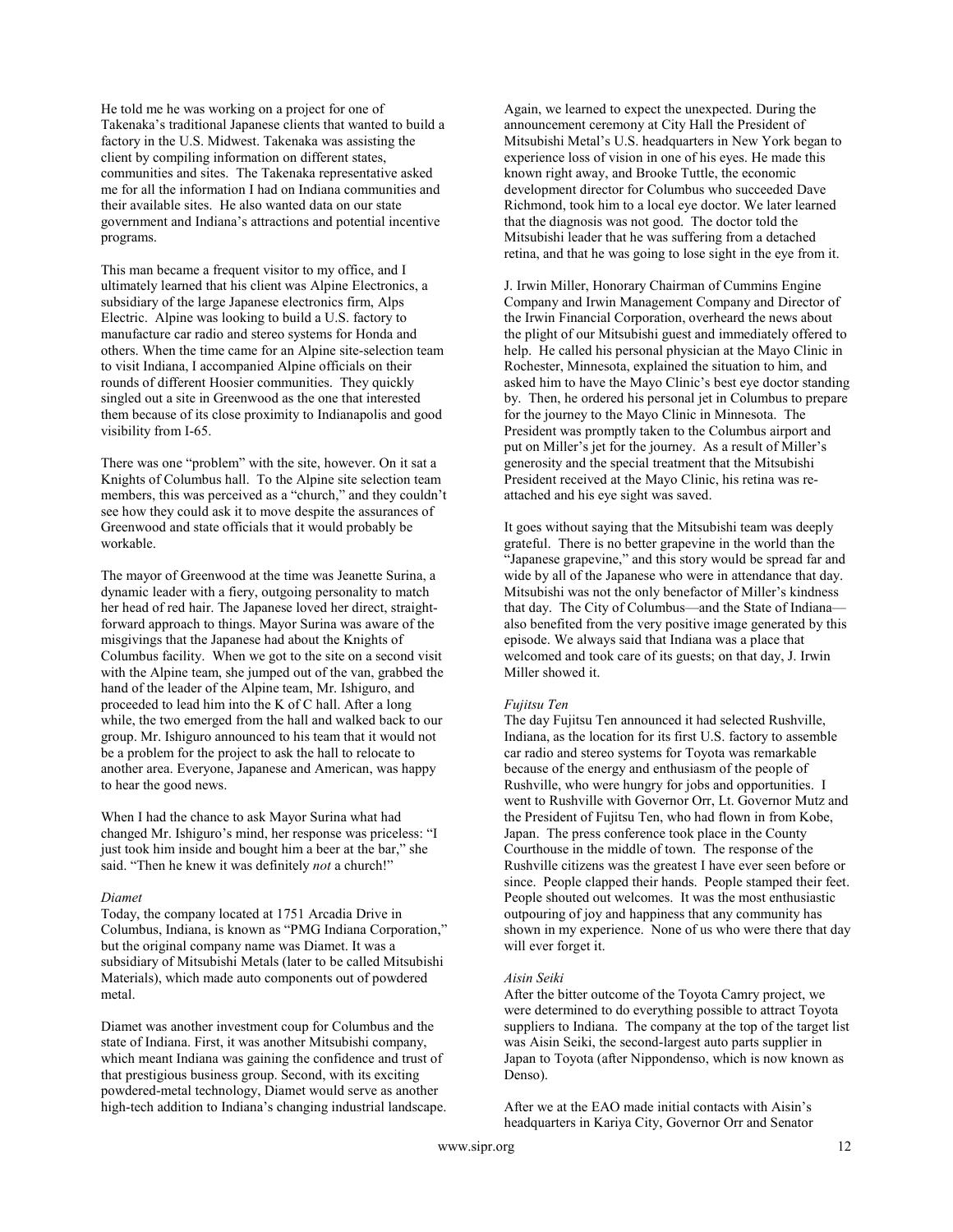He told me he was working on a project for one of Takenaka's traditional Japanese clients that wanted to build a factory in the U.S. Midwest. Takenaka was assisting the client by compiling information on different states, communities and sites. The Takenaka representative asked me for all the information I had on Indiana communities and their available sites. He also wanted data on our state government and Indiana's attractions and potential incentive programs.

This man became a frequent visitor to my office, and I ultimately learned that his client was Alpine Electronics, a subsidiary of the large Japanese electronics firm, Alps Electric. Alpine was looking to build a U.S. factory to manufacture car radio and stereo systems for Honda and others. When the time came for an Alpine site-selection team to visit Indiana, I accompanied Alpine officials on their rounds of different Hoosier communities. They quickly singled out a site in Greenwood as the one that interested them because of its close proximity to Indianapolis and good visibility from I-65.

There was one "problem" with the site, however. On it sat a Knights of Columbus hall. To the Alpine site selection team members, this was perceived as a "church," and they couldn't see how they could ask it to move despite the assurances of Greenwood and state officials that it would probably be workable.

The mayor of Greenwood at the time was Jeanette Surina, a dynamic leader with a fiery, outgoing personality to match her head of red hair. The Japanese loved her direct, straight-forward approach to things. Mayor Surina was aware of the misgivings that the Japanese had about the Knights of Columbus facility. When we got to the site on a second visit with the Alpine team, she jumped out of the van, grabbed the hand of the leader of the Alpine team, Mr. Ishiguro, and proceeded to lead him into the K of C hall. After a long while, the two emerged from the hall and walked back to our group. Mr. Ishiguro announced to his team that it would not be a problem for the project to ask the hall to relocate to another area. Everyone, Japanese and American, was happy to hear the good news.

When I had the chance to ask Mayor Surina what had changed Mr. Ishiguro's mind, her response was priceless: "I just took him inside and bought him a beer at the bar," she said. "Then he knew it was definitely *not* a church!"

*Diamet*

Today, the company located at 1751 Arcadia Drive in Columbus, Indiana, is known as "PMG Indiana Corporation," but the original company name was Diamet. It was a subsidiary of Mitsubishi Metals (later to be called Mitsubishi Materials), which made auto components out of powdered metal.

Diamet was another investment coup for Columbus and the state of Indiana. First, it was another Mitsubishi company, which meant Indiana was gaining the confidence and trust of that prestigious business group. Second, with its exciting powdered-metal technology, Diamet would serve as another high-tech addition to Indiana's changing industrial landscape.

Again, we learned to expect the unexpected. During the announcement ceremony at City Hall the President of Mitsubishi Metal's U.S. headquarters in New York began to experience loss of vision in one of his eyes. He made this known right away, and Brooke Tuttle, the economic development director for Columbus who succeeded Dave Richmond, took him to a local eye doctor. We later learned that the diagnosis was not good. The doctor told the Mitsubishi leader that he was suffering from a detached retina, and that he was going to lose sight in the eye from it.

J. Irwin Miller, Honorary Chairman of Cummins Engine Company and Irwin Management Company and Director of the Irwin Financial Corporation, overheard the news about the plight of our Mitsubishi guest and immediately offered to help. He called his personal physician at the Mayo Clinic in Rochester, Minnesota, explained the situation to him, and asked him to have the Mayo Clinic's best eye doctor standing by. Then, he ordered his personal jet in Columbus to prepare for the journey to the Mayo Clinic in Minnesota. The President was promptly taken to the Columbus airport and put on Miller's jet for the journey. As a result of Miller's generosity and the special treatment that the Mitsubishi President received at the Mayo Clinic, his retina was re-attached and his eye sight was saved.

It goes without saying that the Mitsubishi team was deeply grateful. There is no better grapevine in the world than the "Japanese grapevine," and this story would be spread far and wide by all of the Japanese who were in attendance that day. Mitsubishi was not the only benefactor of Miller's kindness that day. The City of Columbus—and the State of Indiana—also benefited from the very positive image generated by this episode. We always said that Indiana was a place that welcomed and took care of its guests; on that day, J. Irwin Miller showed it.

*Fujitsu Ten*

The day Fujitsu Ten announced it had selected Rushville, Indiana, as the location for its first U.S. factory to assemble car radio and stereo systems for Toyota was remarkable because of the energy and enthusiasm of the people of Rushville, who were hungry for jobs and opportunities. I went to Rushville with Governor Orr, Lt. Governor Mutz and the President of Fujitsu Ten, who had flown in from Kobe, Japan. The press conference took place in the County Courthouse in the middle of town. The response of the Rushville citizens was the greatest I have ever seen before or since. People clapped their hands. People stamped their feet. People shouted out welcomes. It was the most enthusiastic outpouring of joy and happiness that any community has shown in my experience. None of us who were there that day will ever forget it.

*Aisin Seiki*

After the bitter outcome of the Toyota Camry project, we were determined to do everything possible to attract Toyota suppliers to Indiana. The company at the top of the target list was Aisin Seiki, the second-largest auto parts supplier in Japan to Toyota (after Nippondenso, which is now known as Denso).

After we at the EAO made initial contacts with Aisin's headquarters in Kariya City, Governor Orr and Senator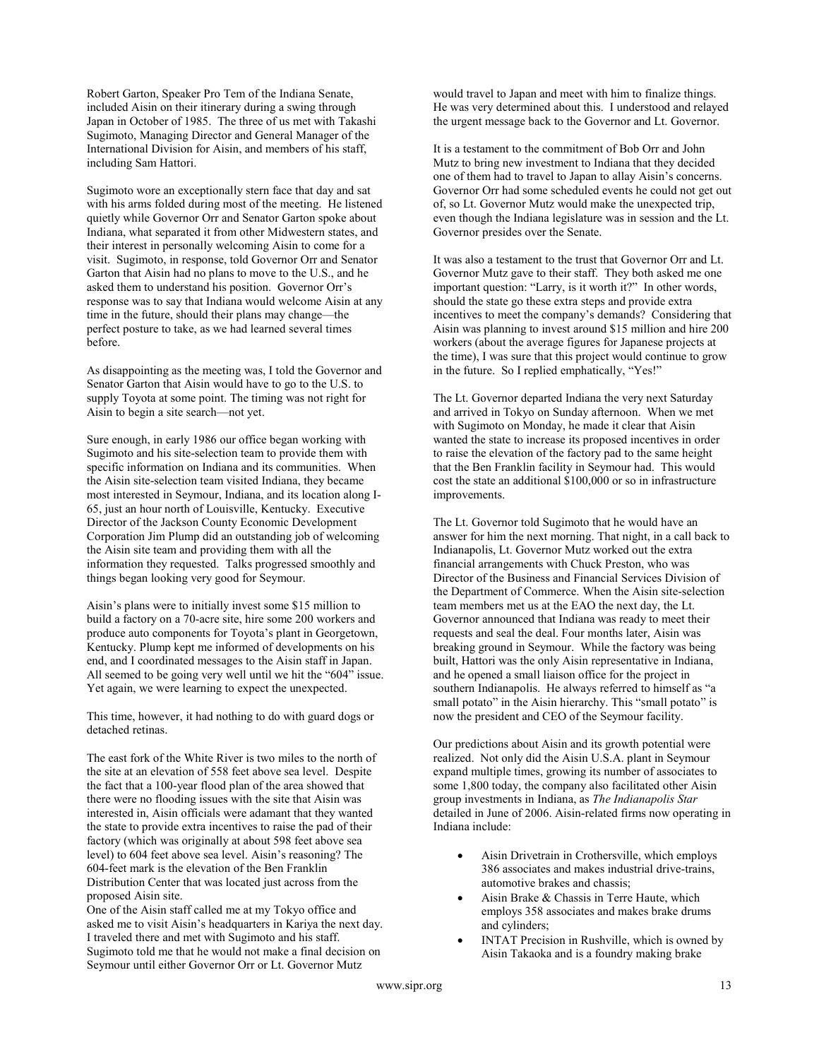Robert Garton, Speaker Pro Tem of the Indiana Senate, included Aisin on their itinerary during a swing through Japan in October of 1985. The three of us met with Takashi Sugimoto, Managing Director and General Manager of the International Division for Aisin, and members of his staff, including Sam Hattori.

Sugimoto wore an exceptionally stern face that day and sat with his arms folded during most of the meeting. He listened quietly while Governor Orr and Senator Garton spoke about Indiana, what separated it from other Midwestern states, and their interest in personally welcoming Aisin to come for a visit. Sugimoto, in response, told Governor Orr and Senator Garton that Aisin had no plans to move to the U.S., and he asked them to understand his position. Governor Orr's response was to say that Indiana would welcome Aisin at any time in the future, should their plans may change—the perfect posture to take, as we had learned several times before.

As disappointing as the meeting was, I told the Governor and Senator Garton that Aisin would have to go to the U.S. to supply Toyota at some point. The timing was not right for Aisin to begin a site search—not yet.

Sure enough, in early 1986 our office began working with Sugimoto and his site-selection team to provide them with specific information on Indiana and its communities. When the Aisin site-selection team visited Indiana, they became most interested in Seymour, Indiana, and its location along I-65, just an hour north of Louisville, Kentucky. Executive Director of the Jackson County Economic Development Corporation Jim Plump did an outstanding job of welcoming the Aisin site team and providing them with all the information they requested. Talks progressed smoothly and things began looking very good for Seymour.

Aisin's plans were to initially invest some $15 million to build a factory on a 70-acre site, hire some 200 workers and produce auto components for Toyota's plant in Georgetown, Kentucky. Plump kept me informed of developments on his end, and I coordinated messages to the Aisin staff in Japan. All seemed to be going very well until we hit the "604" issue. Yet again, we were learning to expect the unexpected.

This time, however, it had nothing to do with guard dogs or detached retinas.

The east fork of the White River is two miles to the north of the site at an elevation of 558 feet above sea level. Despite the fact that a 100-year flood plan of the area showed that there were no flooding issues with the site that Aisin was interested in, Aisin officials were adamant that they wanted the state to provide extra incentives to raise the pad of their factory (which was originally at about 598 feet above sea level) to 604 feet above sea level. Aisin's reasoning? The 604-feet mark is the elevation of the Ben Franklin Distribution Center that was located just across from the proposed Aisin site.

One of the Aisin staff called me at my Tokyo office and asked me to visit Aisin's headquarters in Kariya the next day. I traveled there and met with Sugimoto and his staff. Sugimoto told me that he would not make a final decision on Seymour until either Governor Orr or Lt. Governor Mutz would travel to Japan and meet with him to finalize things. He was very determined about this. I understood and relayed the urgent message back to the Governor and Lt. Governor.

It is a testament to the commitment of Bob Orr and John Mutz to bring new investment to Indiana that they decided one of them had to travel to Japan to allay Aisin's concerns. Governor Orr had some scheduled events he could not get out of, so Lt. Governor Mutz would make the unexpected trip, even though the Indiana legislature was in session and the Lt. Governor presides over the Senate.

It was also a testament to the trust that Governor Orr and Lt. Governor Mutz gave to their staff. They both asked me one important question: "Larry, is it worth it?" In other words, should the state go these extra steps and provide extra incentives to meet the company's demands? Considering that Aisin was planning to invest around $15 million and hire 200 workers (about the average figures for Japanese projects at the time), I was sure that this project would continue to grow in the future. So I replied emphatically, "Yes!"

The Lt. Governor departed Indiana the very next Saturday and arrived in Tokyo on Sunday afternoon. When we met with Sugimoto on Monday, he made it clear that Aisin wanted the state to increase its proposed incentives in order to raise the elevation of the factory pad to the same height that the Ben Franklin facility in Seymour had. This would cost the state an additional $100,000 or so in infrastructure improvements.

The Lt. Governor told Sugimoto that he would have an answer for him the next morning. That night, in a call back to Indianapolis, Lt. Governor Mutz worked out the extra financial arrangements with Chuck Preston, who was Director of the Business and Financial Services Division of the Department of Commerce. When the Aisin site-selection team members met us at the EAO the next day, the Lt. Governor announced that Indiana was ready to meet their requests and seal the deal. Four months later, Aisin was breaking ground in Seymour. While the factory was being built, Hattori was the only Aisin representative in Indiana, and he opened a small liaison office for the project in southern Indianapolis. He always referred to himself as "a small potato" in the Aisin hierarchy. This "small potato" is now the president and CEO of the Seymour facility.

Our predictions about Aisin and its growth potential were realized. Not only did the Aisin U.S.A. plant in Seymour expand multiple times, growing its number of associates to some 1,800 today, the company also facilitated other Aisin group investments in Indiana, as *The Indianapolis Star* detailed in June of 2006. Aisin-related firms now operating in Indiana include:

- Aisin Drivetrain in Crothersville, which employs 386 associates and makes industrial drive-trains, automotive brakes and chassis;
- Aisin Brake & Chassis in Terre Haute, which employs 358 associates and makes brake drums and cylinders;
- INTAT Precision in Rushville, which is owned by Aisin Takaoka and is a foundry making brake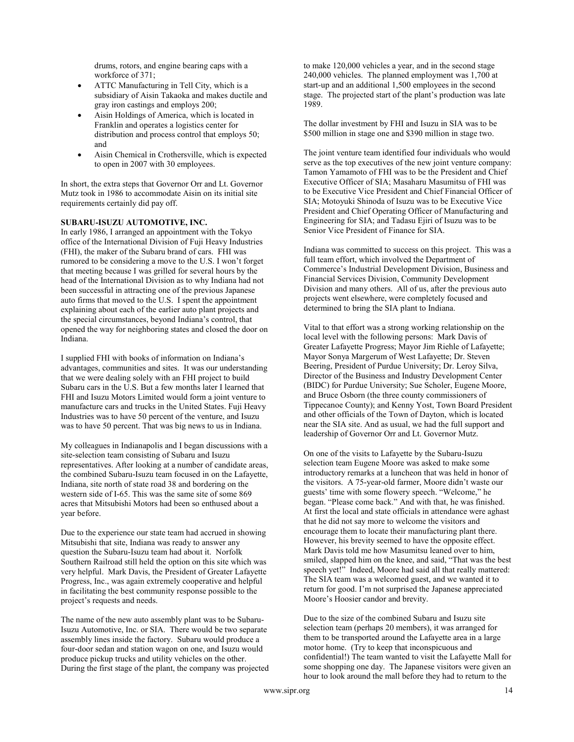drums, rotors, and engine bearing caps with a workforce of 371;

- ATTC Manufacturing in Tell City, which is a subsidiary of Aisin Takaoka and makes ductile and gray iron castings and employs 200;
- Aisin Holdings of America, which is located in Franklin and operates a logistics center for distribution and process control that employs 50; and
- Aisin Chemical in Crothersville, which is expected to open in 2007 with 30 employees.

In short, the extra steps that Governor Orr and Lt. Governor Mutz took in 1986 to accommodate Aisin on its initial site requirements certainly did pay off.

**SUBARU-ISUZU AUTOMOTIVE, INC.**

In early 1986, I arranged an appointment with the Tokyo office of the International Division of Fuji Heavy Industries (FHI), the maker of the Subaru brand of cars. FHI was rumored to be considering a move to the U.S. I won't forget that meeting because I was grilled for several hours by the head of the International Division as to why Indiana had not been successful in attracting one of the previous Japanese auto firms that moved to the U.S. I spent the appointment explaining about each of the earlier auto plant projects and the special circumstances, beyond Indiana's control, that opened the way for neighboring states and closed the door on Indiana.

I supplied FHI with books of information on Indiana's advantages, communities and sites. It was our understanding that we were dealing solely with an FHI project to build Subaru cars in the U.S. But a few months later I learned that FHI and Isuzu Motors Limited would form a joint venture to manufacture cars and trucks in the United States. Fuji Heavy Industries was to have 50 percent of the venture, and Isuzu was to have 50 percent. That was big news to us in Indiana.

My colleagues in Indianapolis and I began discussions with a site-selection team consisting of Subaru and Isuzu representatives. After looking at a number of candidate areas, the combined Subaru-Isuzu team focused in on the Lafayette, Indiana, site north of state road 38 and bordering on the western side of I-65. This was the same site of some 869 acres that Mitsubishi Motors had been so enthused about a year before.

Due to the experience our state team had accrued in showing Mitsubishi that site, Indiana was ready to answer any question the Subaru-Isuzu team had about it. Norfolk Southern Railroad still held the option on this site which was very helpful. Mark Davis, the President of Greater Lafayette Progress, Inc., was again extremely cooperative and helpful in facilitating the best community response possible to the project's requests and needs.

The name of the new auto assembly plant was to be Subaru-Isuzu Automotive, Inc. or SIA. There would be two separate assembly lines inside the factory. Subaru would produce a four-door sedan and station wagon on one, and Isuzu would produce pickup trucks and utility vehicles on the other. During the first stage of the plant, the company was projected to make 120,000 vehicles a year, and in the second stage 240,000 vehicles. The planned employment was 1,700 at start-up and an additional 1,500 employees in the second stage. The projected start of the plant's production was late 1989.

The dollar investment by FHI and Isuzu in SIA was to be $500 million in stage one and $390 million in stage two.

The joint venture team identified four individuals who would serve as the top executives of the new joint venture company: Tamon Yamamoto of FHI was to be the President and Chief Executive Officer of SIA; Masaharu Masumitsu of FHI was to be Executive Vice President and Chief Financial Officer of SIA; Motoyuki Shinoda of Isuzu was to be Executive Vice President and Chief Operating Officer of Manufacturing and Engineering for SIA; and Tadasu Ejiri of Isuzu was to be Senior Vice President of Finance for SIA.

Indiana was committed to success on this project. This was a full team effort, which involved the Department of Commerce's Industrial Development Division, Business and Financial Services Division, Community Development Division and many others. All of us, after the previous auto projects went elsewhere, were completely focused and determined to bring the SIA plant to Indiana.

Vital to that effort was a strong working relationship on the local level with the following persons: Mark Davis of Greater Lafayette Progress; Mayor Jim Riehle of Lafayette; Mayor Sonya Margerum of West Lafayette; Dr. Steven Beering, President of Purdue University; Dr. Leroy Silva, Director of the Business and Industry Development Center (BIDC) for Purdue University; Sue Scholer, Eugene Moore, and Bruce Osborn (the three county commissioners of Tippecanoe County); and Kenny Yost, Town Board President and other officials of the Town of Dayton, which is located near the SIA site. And as usual, we had the full support and leadership of Governor Orr and Lt. Governor Mutz.

On one of the visits to Lafayette by the Subaru-Isuzu selection team Eugene Moore was asked to make some introductory remarks at a luncheon that was held in honor of the visitors. A 75-year-old farmer, Moore didn't waste our guests' time with some flowery speech. "Welcome," he began. "Please come back." And with that, he was finished. At first the local and state officials in attendance were aghast that he did not say more to welcome the visitors and encourage them to locate their manufacturing plant there. However, his brevity seemed to have the opposite effect. Mark Davis told me how Masumitsu leaned over to him, smiled, slapped him on the knee, and said, "That was the best speech yet!" Indeed, Moore had said all that really mattered: The SIA team was a welcomed guest, and we wanted it to return for good. I'm not surprised the Japanese appreciated Moore's Hoosier candor and brevity.

Due to the size of the combined Subaru and Isuzu site selection team (perhaps 20 members), it was arranged for them to be transported around the Lafayette area in a large motor home. (Try to keep that inconspicuous and confidential!) The team wanted to visit the Lafayette Mall for some shopping one day. The Japanese visitors were given an hour to look around the mall before they had to return to the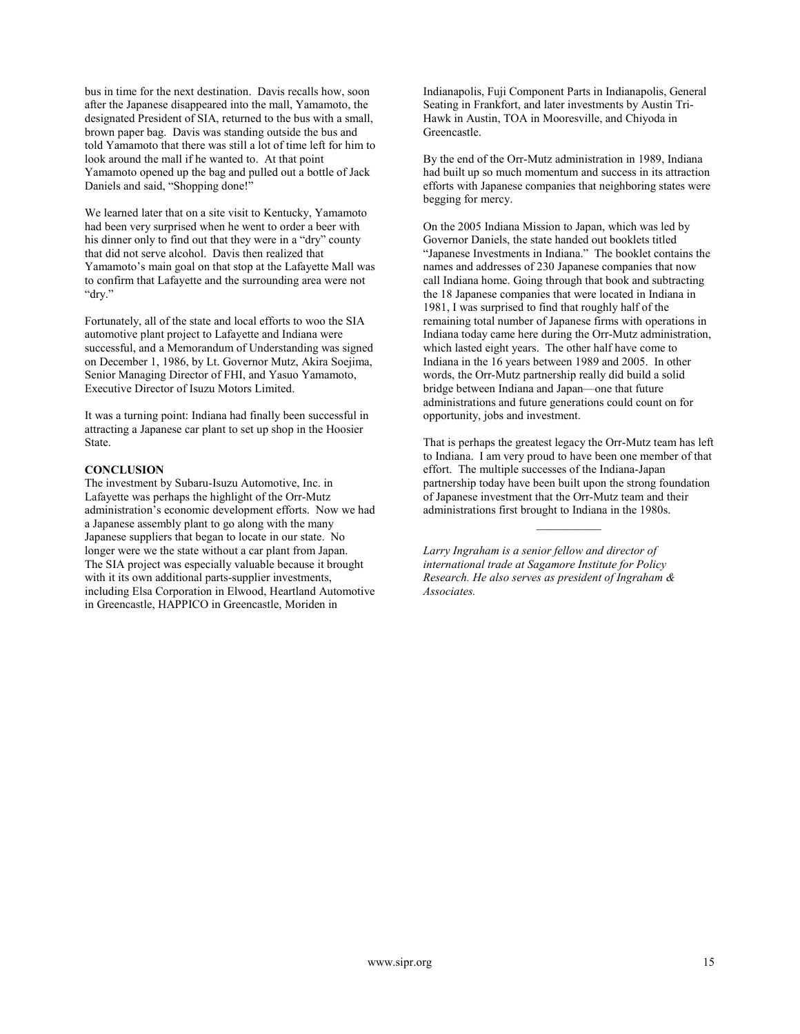bus in time for the next destination. Davis recalls how, soon after the Japanese disappeared into the mall, Yamamoto, the designated President of SIA, returned to the bus with a small, brown paper bag. Davis was standing outside the bus and told Yamamoto that there was still a lot of time left for him to look around the mall if he wanted to. At that point Yamamoto opened up the bag and pulled out a bottle of Jack Daniels and said, "Shopping done!"

We learned later that on a site visit to Kentucky, Yamamoto had been very surprised when he went to order a beer with his dinner only to find out that they were in a "dry" county that did not serve alcohol. Davis then realized that Yamamoto's main goal on that stop at the Lafayette Mall was to confirm that Lafayette and the surrounding area were not "dry."

Fortunately, all of the state and local efforts to woo the SIA automotive plant project to Lafayette and Indiana were successful, and a Memorandum of Understanding was signed on December 1, 1986, by Lt. Governor Mutz, Akira Soejima, Senior Managing Director of FHI, and Yasuo Yamamoto, Executive Director of Isuzu Motors Limited.

It was a turning point: Indiana had finally been successful in attracting a Japanese car plant to set up shop in the Hoosier State.

**CONCLUSION**

The investment by Subaru-Isuzu Automotive, Inc. in Lafayette was perhaps the highlight of the Orr-Mutz administration's economic development efforts. Now we had a Japanese assembly plant to go along with the many Japanese suppliers that began to locate in our state. No longer were we the state without a car plant from Japan. The SIA project was especially valuable because it brought with it its own additional parts-supplier investments, including Elsa Corporation in Elwood, Heartland Automotive in Greencastle, HAPPICO in Greencastle, Moriden in Indianapolis, Fuji Component Parts in Indianapolis, General Seating in Frankfort, and later investments by Austin Tri-Hawk in Austin, TOA in Mooresville, and Chiyoda in Greencastle.

By the end of the Orr-Mutz administration in 1989, Indiana had built up so much momentum and success in its attraction efforts with Japanese companies that neighboring states were begging for mercy.

On the 2005 Indiana Mission to Japan, which was led by Governor Daniels, the state handed out booklets titled "Japanese Investments in Indiana." The booklet contains the names and addresses of 230 Japanese companies that now call Indiana home. Going through that book and subtracting the 18 Japanese companies that were located in Indiana in 1981, I was surprised to find that roughly half of the remaining total number of Japanese firms with operations in Indiana today came here during the Orr-Mutz administration, which lasted eight years. The other half have come to Indiana in the 16 years between 1989 and 2005. In other words, the Orr-Mutz partnership really did build a solid bridge between Indiana and Japan—one that future administrations and future generations could count on for opportunity, jobs and investment.

That is perhaps the greatest legacy the Orr-Mutz team has left to Indiana. I am very proud to have been one member of that effort. The multiple successes of the Indiana-Japan partnership today have been built upon the strong foundation of Japanese investment that the Orr-Mutz team and their administrations first brought to Indiana in the 1980s.

---

*Larry Ingraham is a senior fellow and director of international trade at Sagamore Institute for Policy Research. He also serves as president of Ingraham & Associates.*